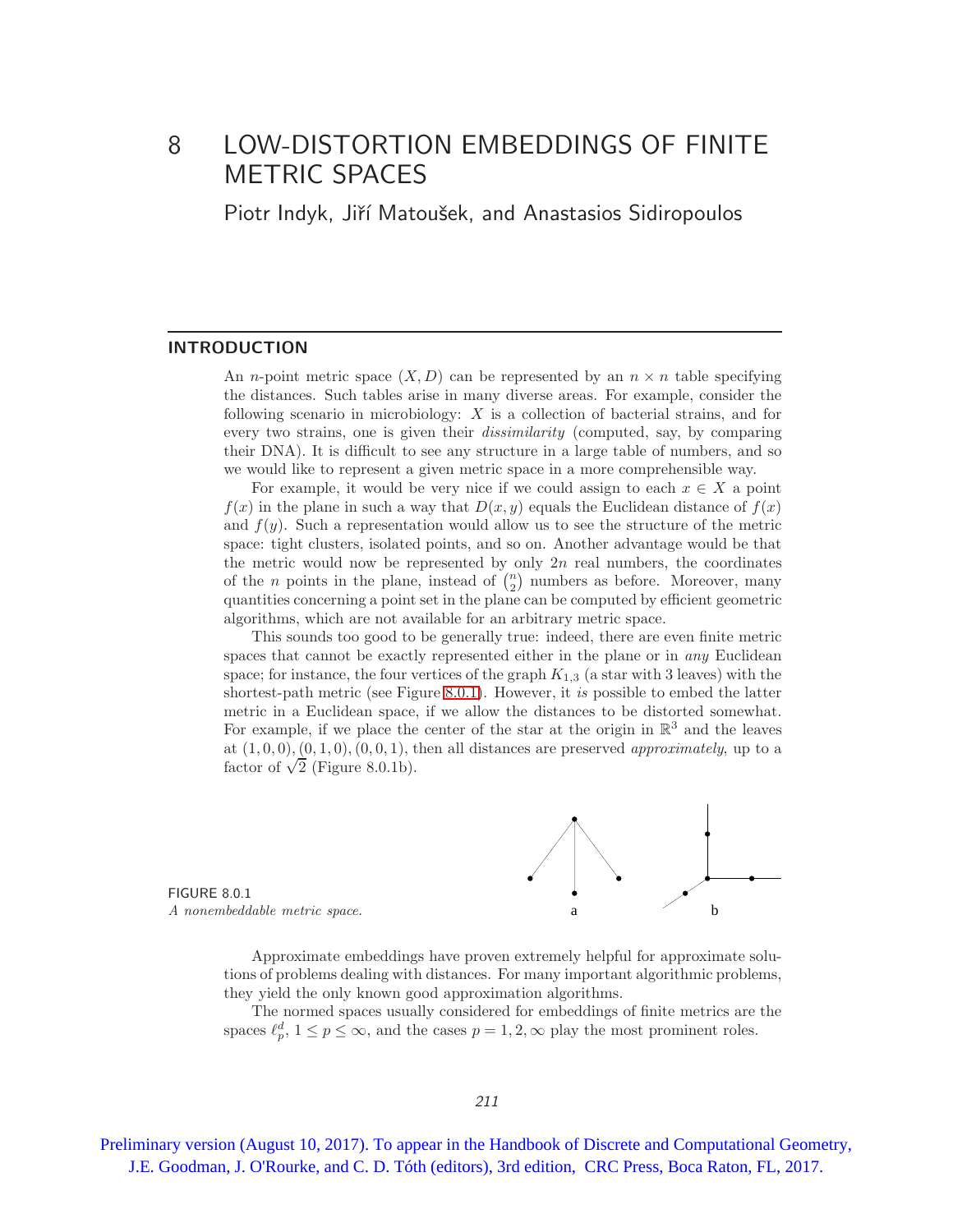# 8 LOW-DISTORTION EMBEDDINGS OF FINITE METRIC SPACES

Piotr Indyk, Jiří Matoušek, and Anastasios Sidiropoulos

## INTRODUCTION

An $n$-point metric space $(X, D)$ can be represented by an $n \times n$ table specifying the distances. Such tables arise in many diverse areas. For example, consider the following scenario in microbiology: $X$ is a collection of bacterial strains, and for every two strains, one is given their *dissimilarity* (computed, say, by comparing their DNA). It is difficult to see any structure in a large table of numbers, and so we would like to represent a given metric space in a more comprehensible way.

For example, it would be very nice if we could assign to each $x \in X$ a point $f(x)$ in the plane in such a way that $D(x, y)$ equals the Euclidean distance of $f(x)$ and $f(y)$. Such a representation would allow us to see the structure of the metric space: tight clusters, isolated points, and so on. Another advantage would be that the metric would now be represented by only $2n$ real numbers, the coordinates of the $n$ points in the plane, instead of $\binom{n}{2}$ numbers as before. Moreover, many quantities concerning a point set in the plane can be computed by efficient geometric algorithms, which are not available for an arbitrary metric space.

This sounds too good to be generally true: indeed, there are even finite metric spaces that cannot be exactly represented either in the plane or in *any* Euclidean space; for instance, the four vertices of the graph $K_{1,3}$ (a star with 3 leaves) with the shortest-path metric (see Figure 8.0.1). However, it *is* possible to embed the latter metric in a Euclidean space, if we allow the distances to be distorted somewhat. For example, if we place the center of the star at the origin in $\mathbb{R}^3$ and the leaves at $(1, 0, 0), (0, 1, 0), (0, 0, 1)$, then all distances are preserved *approximately*, up to a factor of $\sqrt{2}$ (Figure 8.0.1b).

FIGURE 8.0.1
*A nonembeddable metric space.*

Approximate embeddings have proven extremely helpful for approximate solutions of problems dealing with distances. For many important algorithmic problems, they yield the only known good approximation algorithms.

The normed spaces usually considered for embeddings of finite metrics are the spaces $\ell_p^d$, $1 \le p \le \infty$, and the cases $p = 1, 2, \infty$ play the most prominent roles.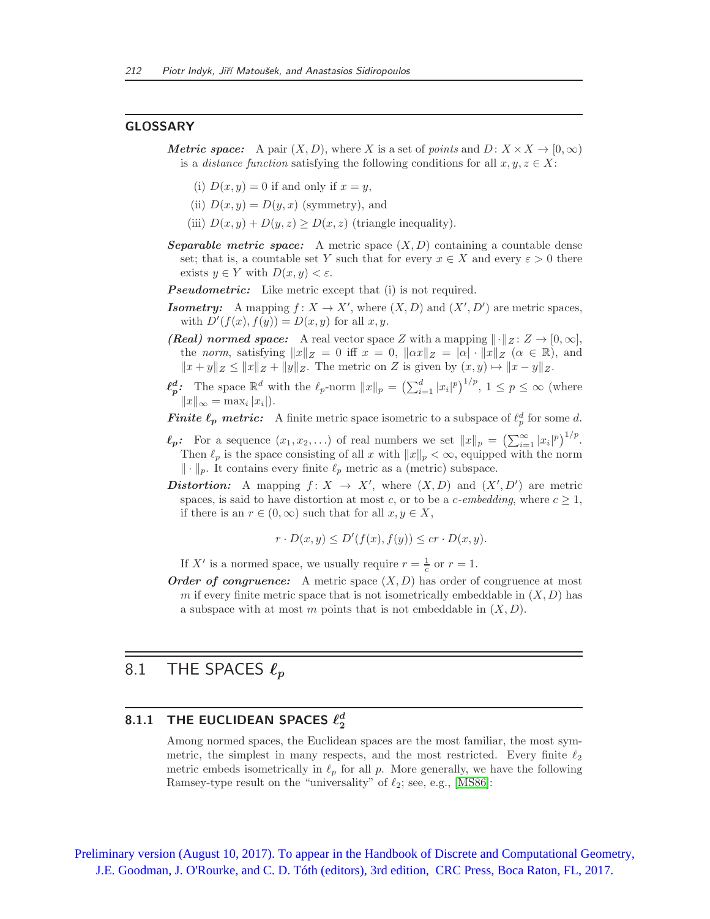## GLOSSARY

***Metric space:*** A pair $(X, D)$, where $X$ is a set of *points* and $D\colon X \times X \to [0, \infty)$ is a *distance function* satisfying the following conditions for all $x, y, z \in X$:

(i) $D(x, y) = 0$ if and only if $x = y$,

(ii) $D(x, y) = D(y, x)$ (symmetry), and

(iii) $D(x, y) + D(y, z) \geq D(x, z)$ (triangle inequality).

***Separable metric space:*** A metric space $(X, D)$ containing a countable dense set; that is, a countable set $Y$ such that for every $x \in X$ and every $\varepsilon > 0$ there exists $y \in Y$ with $D(x, y) < \varepsilon$.

***Pseudometric:*** Like metric except that (i) is not required.

***Isometry:*** A mapping $f\colon X \to X'$, where $(X, D)$ and $(X', D')$ are metric spaces, with $D'(f(x), f(y)) = D(x, y)$ for all $x, y$.

***(Real) normed space:*** A real vector space $Z$ with a mapping $\|\cdot\|_Z\colon Z \to [0, \infty]$, the *norm*, satisfying $\|x\|_Z = 0$ iff $x = 0$, $\|\alpha x\|_Z = |\alpha| \cdot \|x\|_Z$ ($\alpha \in \mathbb{R}$), and $\|x + y\|_Z \leq \|x\|_Z + \|y\|_Z$. The metric on $Z$ is given by $(x, y) \mapsto \|x - y\|_Z$.

***$\ell_p^d$:*** The space $\mathbb{R}^d$ with the $\ell_p$-norm $\|x\|_p = \left(\sum_{i=1}^{d} |x_i|^p\right)^{1/p}$, $1 \leq p \leq \infty$ (where $\|x\|_\infty = \max_i |x_i|$).

***Finite $\ell_p$ metric:*** A finite metric space isometric to a subspace of $\ell_p^d$ for some $d$.

***$\ell_p$:*** For a sequence $(x_1, x_2, \ldots)$ of real numbers we set $\|x\|_p = \left(\sum_{i=1}^{\infty} |x_i|^p\right)^{1/p}$. Then $\ell_p$ is the space consisting of all $x$ with $\|x\|_p < \infty$, equipped with the norm $\|\cdot\|_p$. It contains every finite $\ell_p$ metric as a (metric) subspace.

***Distortion:*** A mapping $f\colon X \to X'$, where $(X, D)$ and $(X', D')$ are metric spaces, is said to have distortion at most $c$, or to be a *$c$-embedding*, where $c \geq 1$, if there is an $r \in (0, \infty)$ such that for all $x, y \in X$,

$$r \cdot D(x, y) \leq D'(f(x), f(y)) \leq cr \cdot D(x, y).$$

If $X'$ is a normed space, we usually require $r = \frac{1}{c}$ or $r = 1$.

***Order of congruence:*** A metric space $(X, D)$ has order of congruence at most $m$ if every finite metric space that is not isometrically embeddable in $(X, D)$ has a subspace with at most $m$ points that is not embeddable in $(X, D)$.

# 8.1 THE SPACES $\ell_p$

## 8.1.1 THE EUCLIDEAN SPACES $\ell_2^d$

Among normed spaces, the Euclidean spaces are the most familiar, the most symmetric, the simplest in many respects, and the most restricted. Every finite $\ell_2$ metric embeds isometrically in $\ell_p$ for all $p$. More generally, we have the following Ramsey-type result on the "universality" of $\ell_2$; see, e.g., [MS86]: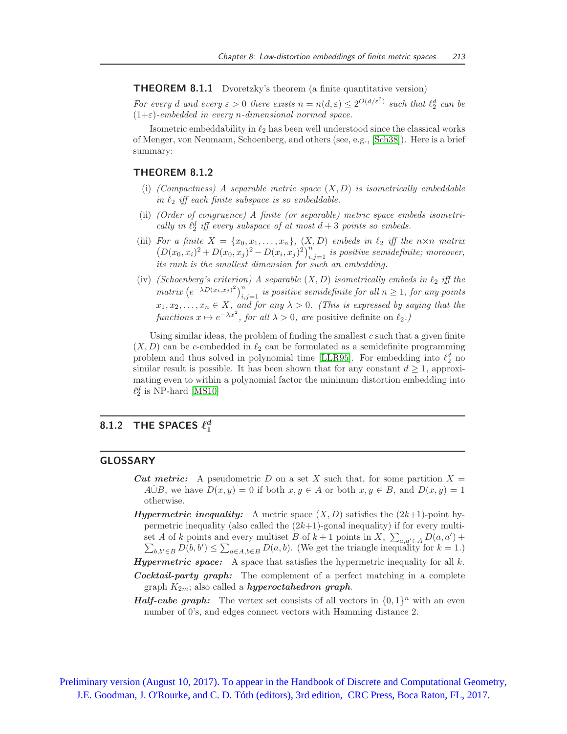**THEOREM 8.1.1** Dvoretzky's theorem (a finite quantitative version)

*For every $d$ and every $\varepsilon > 0$ there exists $n = n(d, \varepsilon) \leq 2^{O(d/\varepsilon^2)}$ such that $\ell_2^d$ can be $(1+\varepsilon)$-embedded in every $n$-dimensional normed space.*

Isometric embeddability in $\ell_2$ has been well understood since the classical works of Menger, von Neumann, Schoenberg, and others (see, e.g., [Sch38]). Here is a brief summary:

**THEOREM 8.1.2**

(i) *(Compactness) A separable metric space $(X, D)$ is isometrically embeddable in $\ell_2$ iff each finite subspace is so embeddable.*

(ii) *(Order of congruence) A finite (or separable) metric space embeds isometrically in $\ell_2^d$ iff every subspace of at most $d+3$ points so embeds.*

(iii) *For a finite $X = \{x_0, x_1, \ldots, x_n\}$, $(X, D)$ embeds in $\ell_2$ iff the $n \times n$ matrix $\left(D(x_0, x_i)^2 + D(x_0, x_j)^2 - D(x_i, x_j)^2\right)_{i,j=1}^n$ is positive semidefinite; moreover, its rank is the smallest dimension for such an embedding.*

(iv) *(Schoenberg's criterion) A separable $(X, D)$ isometrically embeds in $\ell_2$ iff the matrix $\left(e^{-\lambda D(x_i, x_j)^2}\right)_{i,j=1}^n$ is positive semidefinite for all $n \geq 1$, for any points $x_1, x_2, \ldots, x_n \in X$, and for any $\lambda > 0$. (This is expressed by saying that the functions $x \mapsto e^{-\lambda x^2}$, for all $\lambda > 0$, are* positive definite *on $\ell_2$.)*

Using similar ideas, the problem of finding the smallest $c$ such that a given finite $(X, D)$ can be $c$-embedded in $\ell_2$ can be formulated as a semidefinite programming problem and thus solved in polynomial time [LLR95]. For embedding into $\ell_2^d$ no similar result is possible. It has been shown that for any constant $d \geq 1$, approximating even to within a polynomial factor the minimum distortion embedding into $\ell_2^d$ is NP-hard [MS10]

## 8.1.2 THE SPACES $\ell_1^d$

## GLOSSARY

***Cut metric:*** A pseudometric $D$ on a set $X$ such that, for some partition $X = A \dot{\cup} B$, we have $D(x, y) = 0$ if both $x, y \in A$ or both $x, y \in B$, and $D(x, y) = 1$ otherwise.

***Hypermetric inequality:*** A metric space $(X, D)$ satisfies the $(2k+1)$-point hypermetric inequality (also called the $(2k+1)$-gonal inequality) if for every multiset $A$ of $k$ points and every multiset $B$ of $k+1$ points in $X$, $\sum_{a,a' \in A} D(a, a') + \sum_{b,b' \in B} D(b, b') \leq \sum_{a \in A, b \in B} D(a, b)$. (We get the triangle inequality for $k = 1$.)

***Hypermetric space:*** A space that satisfies the hypermetric inequality for all $k$.

***Cocktail-party graph:*** The complement of a perfect matching in a complete graph $K_{2m}$; also called a ***hyperoctahedron graph***.

***Half-cube graph:*** The vertex set consists of all vectors in $\{0, 1\}^n$ with an even number of 0's, and edges connect vectors with Hamming distance 2.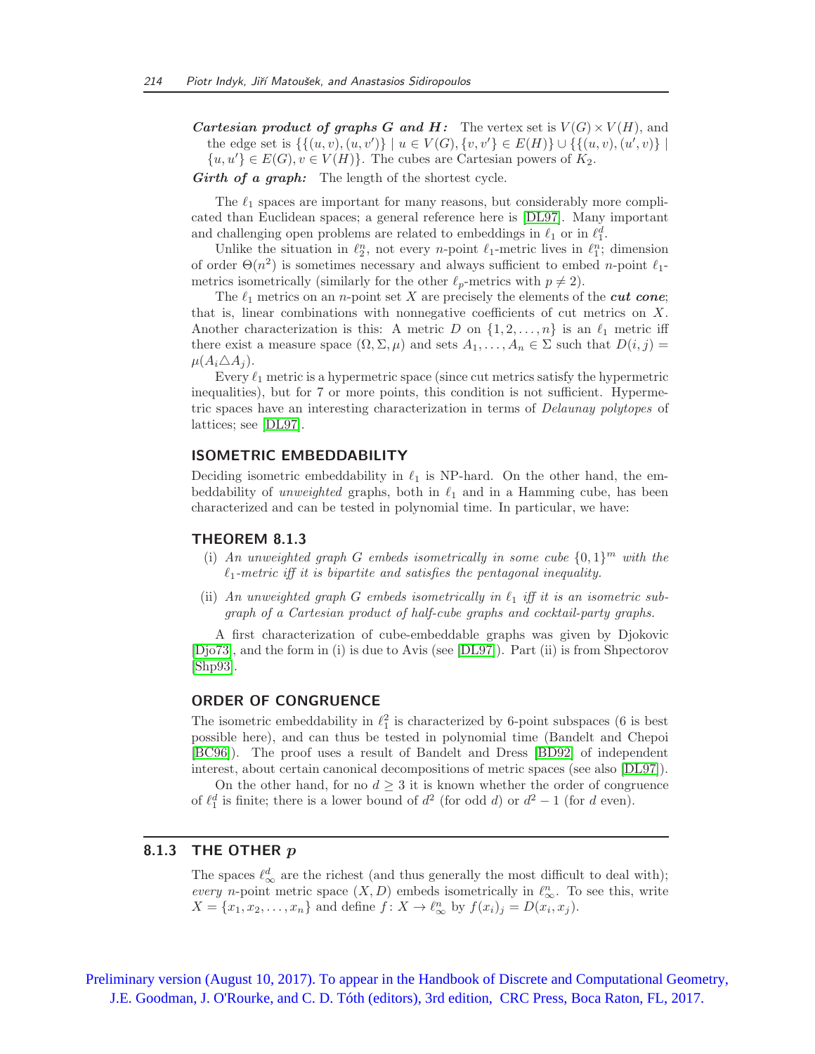**Cartesian product of graphs $G$ and $H$:** The vertex set is $V(G) \times V(H)$, and the edge set is $\{\{(u,v),(u,v')\} \mid u \in V(G), \{v,v'\} \in E(H)\} \cup \{\{(u,v),(u',v)\} \mid \{u,u'\} \in E(G), v \in V(H)\}$. The cubes are Cartesian powers of $K_2$.

**Girth of a graph:** The length of the shortest cycle.

The $\ell_1$ spaces are important for many reasons, but considerably more complicated than Euclidean spaces; a general reference here is [DL97]. Many important and challenging open problems are related to embeddings in $\ell_1$ or in $\ell_1^d$.

Unlike the situation in $\ell_2^n$, not every $n$-point $\ell_1$-metric lives in $\ell_1^n$; dimension of order $\Theta(n^2)$ is sometimes necessary and always sufficient to embed $n$-point $\ell_1$-metrics isometrically (similarly for the other $\ell_p$-metrics with $p \neq 2$).

The $\ell_1$ metrics on an $n$-point set $X$ are precisely the elements of the ***cut cone***; that is, linear combinations with nonnegative coefficients of cut metrics on $X$. Another characterization is this: A metric $D$ on $\{1,2,\ldots,n\}$ is an $\ell_1$ metric iff there exist a measure space $(\Omega, \Sigma, \mu)$ and sets $A_1,\ldots,A_n \in \Sigma$ such that $D(i,j) = \mu(A_i \triangle A_j)$.

Every $\ell_1$ metric is a hypermetric space (since cut metrics satisfy the hypermetric inequalities), but for 7 or more points, this condition is not sufficient. Hypermetric spaces have an interesting characterization in terms of *Delaunay polytopes* of lattices; see [DL97].

### ISOMETRIC EMBEDDABILITY

Deciding isometric embeddability in $\ell_1$ is NP-hard. On the other hand, the embeddability of *unweighted* graphs, both in $\ell_1$ and in a Hamming cube, has been characterized and can be tested in polynomial time. In particular, we have:

### THEOREM 8.1.3

(i) *An unweighted graph $G$ embeds isometrically in some cube $\{0,1\}^m$ with the $\ell_1$-metric iff it is bipartite and satisfies the pentagonal inequality.*

(ii) *An unweighted graph $G$ embeds isometrically in $\ell_1$ iff it is an isometric subgraph of a Cartesian product of half-cube graphs and cocktail-party graphs.*

A first characterization of cube-embeddable graphs was given by Djokovic [Djo73], and the form in (i) is due to Avis (see [DL97]). Part (ii) is from Shpectorov [Shp93].

### ORDER OF CONGRUENCE

The isometric embeddability in $\ell_1^2$ is characterized by 6-point subspaces (6 is best possible here), and can thus be tested in polynomial time (Bandelt and Chepoi [BC96]). The proof uses a result of Bandelt and Dress [BD92] of independent interest, about certain canonical decompositions of metric spaces (see also [DL97]).

On the other hand, for no $d \geq 3$ it is known whether the order of congruence of $\ell_1^d$ is finite; there is a lower bound of $d^2$ (for odd $d$) or $d^2 - 1$ (for $d$ even).

## 8.1.3 THE OTHER $p$

The spaces $\ell_\infty^d$ are the richest (and thus generally the most difficult to deal with); *every* $n$-point metric space $(X,D)$ embeds isometrically in $\ell_\infty^n$. To see this, write $X = \{x_1, x_2, \ldots, x_n\}$ and define $f\colon X \to \ell_\infty^n$ by $f(x_i)_j = D(x_i, x_j)$.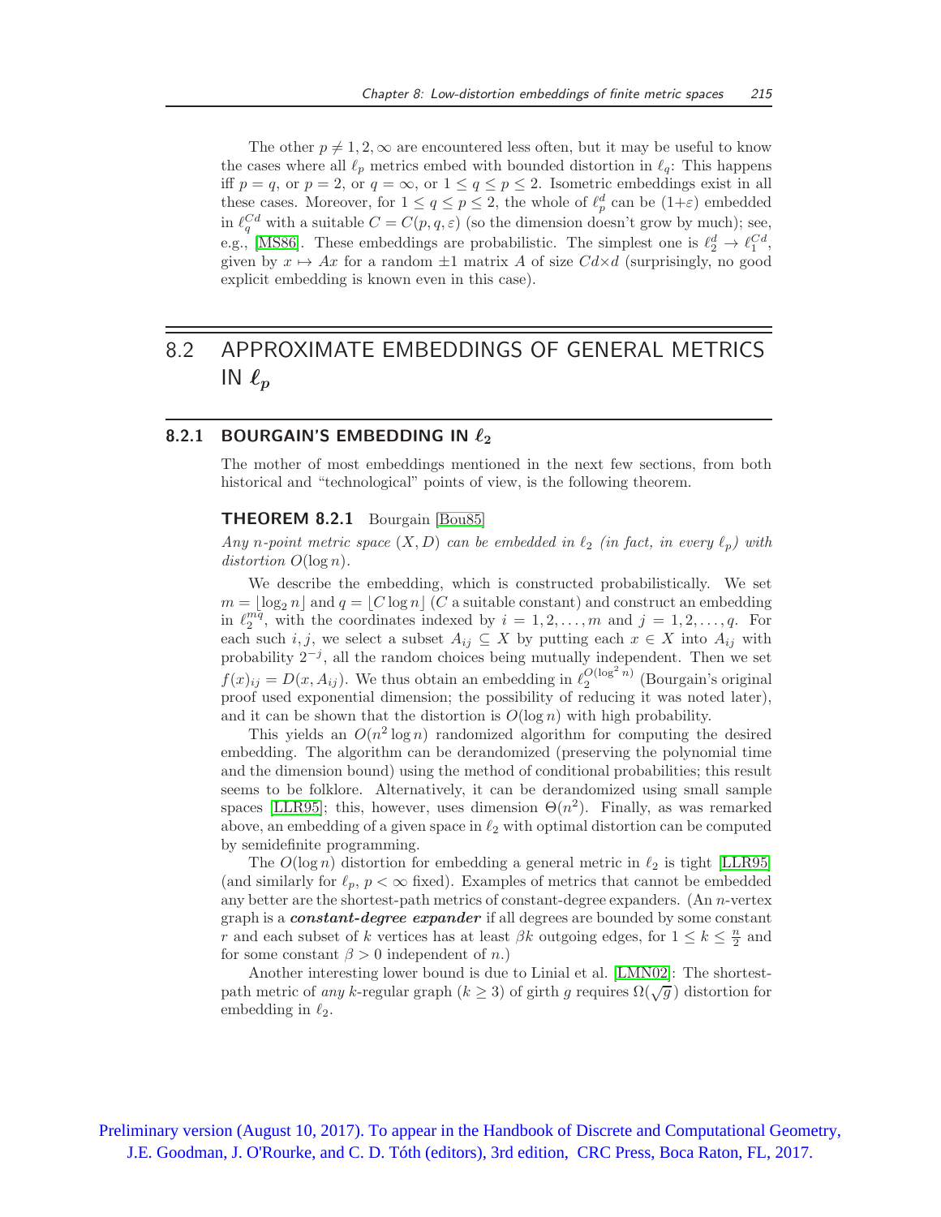The other $p \neq 1, 2, \infty$ are encountered less often, but it may be useful to know the cases where all $\ell_p$ metrics embed with bounded distortion in $\ell_q$: This happens iff $p = q$, or $p = 2$, or $q = \infty$, or $1 \leq q \leq p \leq 2$. Isometric embeddings exist in all these cases. Moreover, for $1 \leq q \leq p \leq 2$, the whole of $\ell_p^d$ can be $(1+\varepsilon)$ embedded in $\ell_q^{Cd}$ with a suitable $C = C(p, q, \varepsilon)$ (so the dimension doesn't grow by much); see, e.g., [MS86]. These embeddings are probabilistic. The simplest one is $\ell_2^d \to \ell_1^{Cd}$, given by $x \mapsto Ax$ for a random $\pm 1$ matrix $A$ of size $Cd \times d$ (surprisingly, no good explicit embedding is known even in this case).

## 8.2 APPROXIMATE EMBEDDINGS OF GENERAL METRICS IN $\ell_p$

### 8.2.1 BOURGAIN'S EMBEDDING IN $\ell_2$

The mother of most embeddings mentioned in the next few sections, from both historical and "technological" points of view, is the following theorem.

**THEOREM 8.2.1** Bourgain [Bou85]

*Any $n$-point metric space $(X, D)$ can be embedded in $\ell_2$ (in fact, in every $\ell_p$) with distortion $O(\log n)$.*

We describe the embedding, which is constructed probabilistically. We set $m = \lfloor \log_2 n \rfloor$ and $q = \lfloor C \log n \rfloor$ ($C$ a suitable constant) and construct an embedding in $\ell_2^{mq}$, with the coordinates indexed by $i = 1, 2, \ldots, m$ and $j = 1, 2, \ldots, q$. For each such $i, j$, we select a subset $A_{ij} \subseteq X$ by putting each $x \in X$ into $A_{ij}$ with probability $2^{-j}$, all the random choices being mutually independent. Then we set $f(x)_{ij} = D(x, A_{ij})$. We thus obtain an embedding in $\ell_2^{O(\log^2 n)}$ (Bourgain's original proof used exponential dimension; the possibility of reducing it was noted later), and it can be shown that the distortion is $O(\log n)$ with high probability.

This yields an $O(n^2 \log n)$ randomized algorithm for computing the desired embedding. The algorithm can be derandomized (preserving the polynomial time and the dimension bound) using the method of conditional probabilities; this result seems to be folklore. Alternatively, it can be derandomized using small sample spaces [LLR95]; this, however, uses dimension $\Theta(n^2)$. Finally, as was remarked above, an embedding of a given space in $\ell_2$ with optimal distortion can be computed by semidefinite programming.

The $O(\log n)$ distortion for embedding a general metric in $\ell_2$ is tight [LLR95] (and similarly for $\ell_p$, $p < \infty$ fixed). Examples of metrics that cannot be embedded any better are the shortest-path metrics of constant-degree expanders. (An $n$-vertex graph is a ***constant-degree expander*** if all degrees are bounded by some constant $r$ and each subset of $k$ vertices has at least $\beta k$ outgoing edges, for $1 \leq k \leq \frac{n}{2}$ and for some constant $\beta > 0$ independent of $n$.)

Another interesting lower bound is due to Linial et al. [LMN02]: The shortest-path metric of *any* $k$-regular graph ($k \geq 3$) of girth $g$ requires $\Omega(\sqrt{g})$ distortion for embedding in $\ell_2$.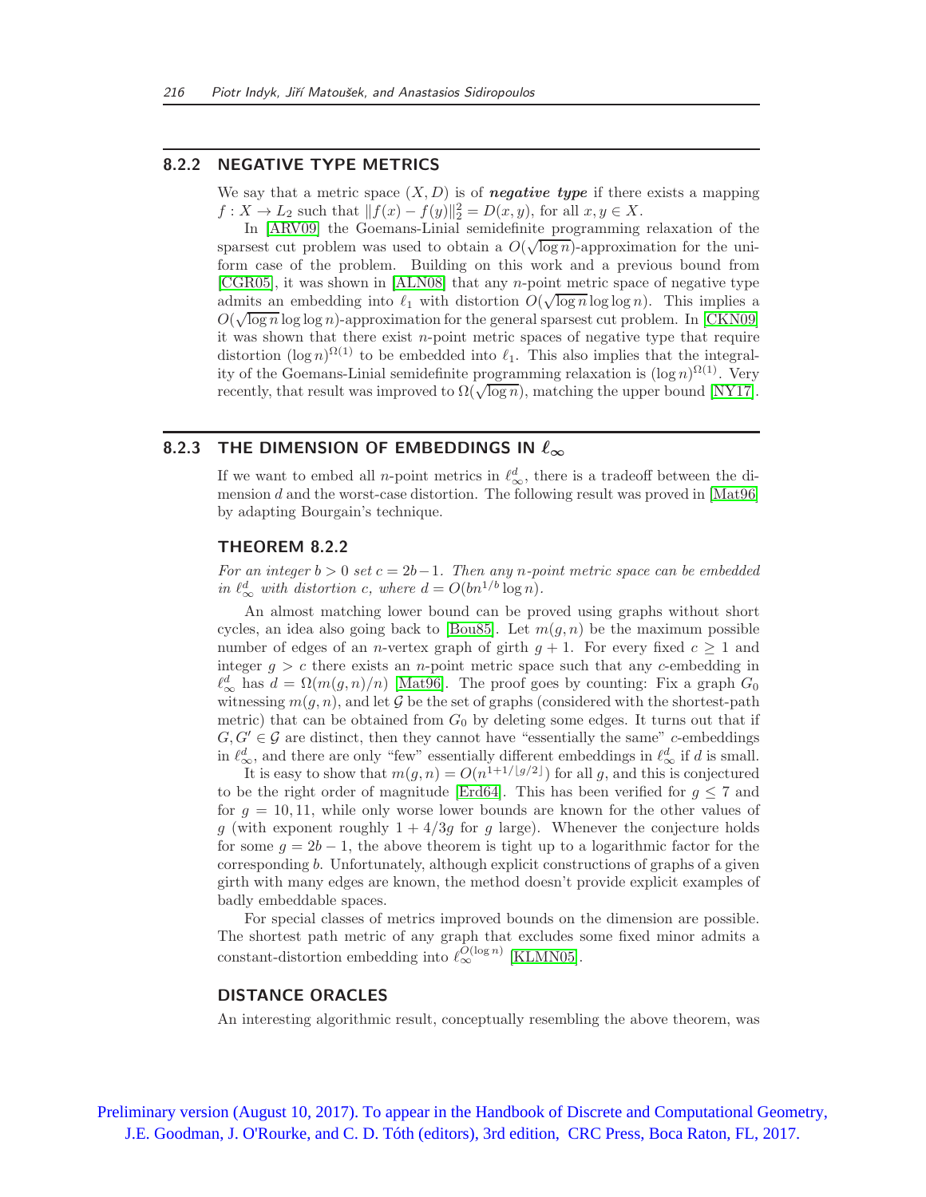### 8.2.2 NEGATIVE TYPE METRICS

We say that a metric space $(X, D)$ is of ***negative type*** if there exists a mapping $f : X \to L_2$ such that $\|f(x) - f(y)\|_2^2 = D(x, y)$, for all $x, y \in X$.

In [ARV09] the Goemans-Linial semidefinite programming relaxation of the sparsest cut problem was used to obtain a $O(\sqrt{\log n})$-approximation for the uniform case of the problem. Building on this work and a previous bound from [CGR05], it was shown in [ALN08] that any $n$-point metric space of negative type admits an embedding into $\ell_1$ with distortion $O(\sqrt{\log n} \log \log n)$. This implies a $O(\sqrt{\log n} \log \log n)$-approximation for the general sparsest cut problem. In [CKN09] it was shown that there exist $n$-point metric spaces of negative type that require distortion $(\log n)^{\Omega(1)}$ to be embedded into $\ell_1$. This also implies that the integrality of the Goemans-Linial semidefinite programming relaxation is $(\log n)^{\Omega(1)}$. Very recently, that result was improved to $\Omega(\sqrt{\log n})$, matching the upper bound [NY17].

### 8.2.3 THE DIMENSION OF EMBEDDINGS IN $\ell_\infty$

If we want to embed all $n$-point metrics in $\ell_\infty^d$, there is a tradeoff between the dimension $d$ and the worst-case distortion. The following result was proved in [Mat96] by adapting Bourgain's technique.

#### THEOREM 8.2.2

*For an integer $b > 0$ set $c = 2b - 1$. Then any $n$-point metric space can be embedded in $\ell_\infty^d$ with distortion $c$, where $d = O(bn^{1/b} \log n)$.*

An almost matching lower bound can be proved using graphs without short cycles, an idea also going back to [Bou85]. Let $m(g, n)$ be the maximum possible number of edges of an $n$-vertex graph of girth $g + 1$. For every fixed $c \geq 1$ and integer $g > c$ there exists an $n$-point metric space such that any $c$-embedding in $\ell_\infty^d$ has $d = \Omega(m(g, n)/n)$ [Mat96]. The proof goes by counting: Fix a graph $G_0$ witnessing $m(g, n)$, and let $\mathcal{G}$ be the set of graphs (considered with the shortest-path metric) that can be obtained from $G_0$ by deleting some edges. It turns out that if $G, G' \in \mathcal{G}$ are distinct, then they cannot have "essentially the same" $c$-embeddings in $\ell_\infty^d$, and there are only "few" essentially different embeddings in $\ell_\infty^d$ if $d$ is small.

It is easy to show that $m(g, n) = O(n^{1+1/\lfloor g/2 \rfloor})$ for all $g$, and this is conjectured to be the right order of magnitude [Erd64]. This has been verified for $g \leq 7$ and for $g = 10, 11$, while only worse lower bounds are known for the other values of $g$ (with exponent roughly $1 + 4/3g$ for $g$ large). Whenever the conjecture holds for some $g = 2b - 1$, the above theorem is tight up to a logarithmic factor for the corresponding $b$. Unfortunately, although explicit constructions of graphs of a given girth with many edges are known, the method doesn't provide explicit examples of badly embeddable spaces.

For special classes of metrics improved bounds on the dimension are possible. The shortest path metric of any graph that excludes some fixed minor admits a constant-distortion embedding into $\ell_\infty^{O(\log n)}$ [KLMN05].

#### DISTANCE ORACLES

An interesting algorithmic result, conceptually resembling the above theorem, was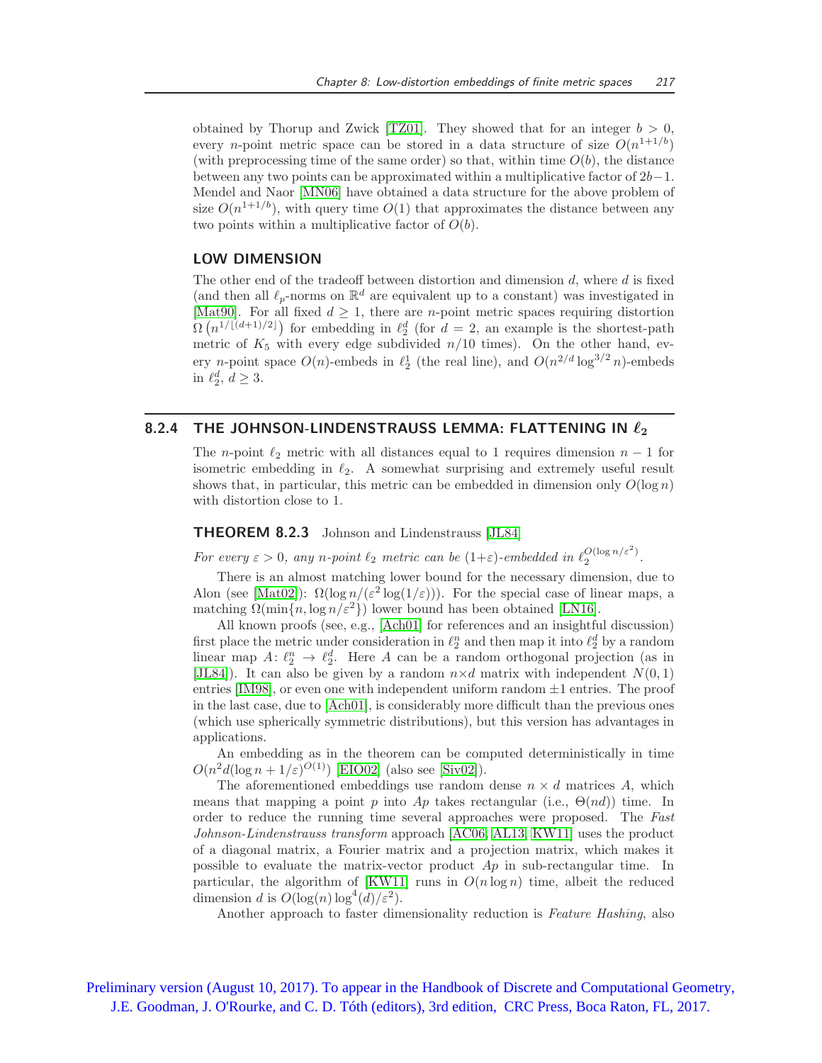obtained by Thorup and Zwick [TZ01]. They showed that for an integer $b > 0$, every $n$-point metric space can be stored in a data structure of size $O(n^{1+1/b})$ (with preprocessing time of the same order) so that, within time $O(b)$, the distance between any two points can be approximated within a multiplicative factor of $2b-1$. Mendel and Naor [MN06] have obtained a data structure for the above problem of size $O(n^{1+1/b})$, with query time $O(1)$ that approximates the distance between any two points within a multiplicative factor of $O(b)$.

### LOW DIMENSION

The other end of the tradeoff between distortion and dimension $d$, where $d$ is fixed (and then all $\ell_p$-norms on $\mathbb{R}^d$ are equivalent up to a constant) was investigated in [Mat90]. For all fixed $d \geq 1$, there are $n$-point metric spaces requiring distortion $\Omega\left(n^{1/\lfloor (d+1)/2 \rfloor}\right)$ for embedding in $\ell_2^d$ (for $d = 2$, an example is the shortest-path metric of $K_5$ with every edge subdivided $n/10$ times). On the other hand, every $n$-point space $O(n)$-embeds in $\ell_2^1$ (the real line), and $O(n^{2/d} \log^{3/2} n)$-embeds in $\ell_2^d$, $d \geq 3$.

## 8.2.4 THE JOHNSON-LINDENSTRAUSS LEMMA: FLATTENING IN $\ell_2$

The $n$-point $\ell_2$ metric with all distances equal to 1 requires dimension $n-1$ for isometric embedding in $\ell_2$. A somewhat surprising and extremely useful result shows that, in particular, this metric can be embedded in dimension only $O(\log n)$ with distortion close to 1.

**THEOREM 8.2.3** Johnson and Lindenstrauss [JL84]

*For every $\varepsilon > 0$, any $n$-point $\ell_2$ metric can be $(1+\varepsilon)$-embedded in $\ell_2^{O(\log n/\varepsilon^2)}$.*

There is an almost matching lower bound for the necessary dimension, due to Alon (see [Mat02]): $\Omega(\log n/(\varepsilon^2 \log(1/\varepsilon)))$. For the special case of linear maps, a matching $\Omega(\min\{n, \log n/\varepsilon^2\})$ lower bound has been obtained [LN16].

All known proofs (see, e.g., [Ach01] for references and an insightful discussion) first place the metric under consideration in $\ell_2^n$ and then map it into $\ell_2^d$ by a random linear map $A\colon \ell_2^n \to \ell_2^d$. Here $A$ can be a random orthogonal projection (as in [JL84]). It can also be given by a random $n \times d$ matrix with independent $N(0,1)$ entries [IM98], or even one with independent uniform random $\pm 1$ entries. The proof in the last case, due to [Ach01], is considerably more difficult than the previous ones (which use spherically symmetric distributions), but this version has advantages in applications.

An embedding as in the theorem can be computed deterministically in time $O(n^2 d(\log n + 1/\varepsilon)^{O(1)})$ [EIO02] (also see [Siv02]).

The aforementioned embeddings use random dense $n \times d$ matrices $A$, which means that mapping a point $p$ into $Ap$ takes rectangular (i.e., $\Theta(nd)$) time. In order to reduce the running time several approaches were proposed. The *Fast Johnson-Lindenstrauss transform* approach [AC06, AL13, KW11] uses the product of a diagonal matrix, a Fourier matrix and a projection matrix, which makes it possible to evaluate the matrix-vector product $Ap$ in sub-rectangular time. In particular, the algorithm of [KW11] runs in $O(n \log n)$ time, albeit the reduced dimension $d$ is $O(\log(n) \log^4(d)/\varepsilon^2)$.

Another approach to faster dimensionality reduction is *Feature Hashing*, also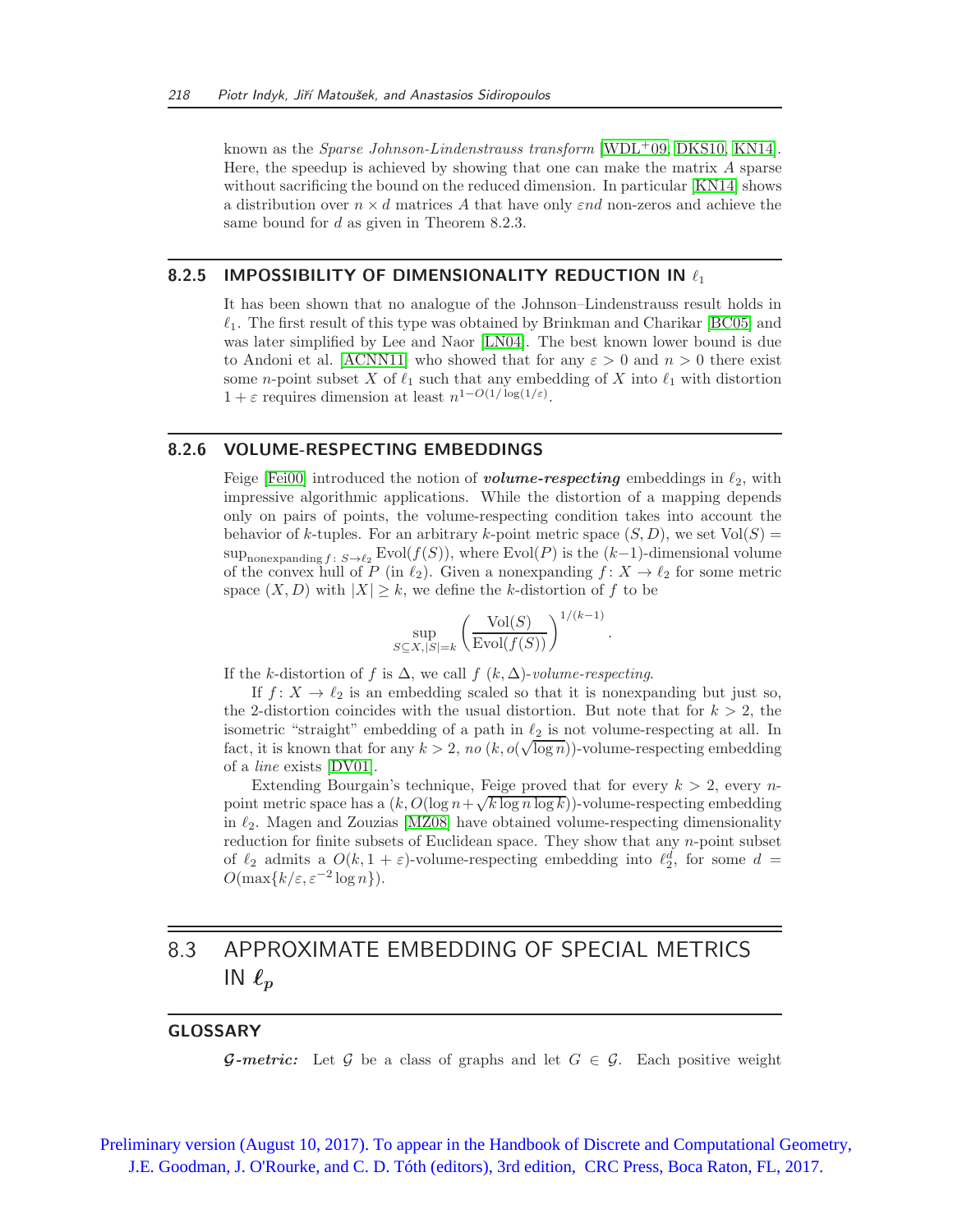known as the *Sparse Johnson-Lindenstrauss transform* [WDL+09, DKS10, KN14]. Here, the speedup is achieved by showing that one can make the matrix $A$ sparse without sacrificing the bound on the reduced dimension. In particular [KN14] shows a distribution over $n \times d$ matrices $A$ that have only $\varepsilon nd$ non-zeros and achieve the same bound for $d$ as given in Theorem 8.2.3.

### 8.2.5 IMPOSSIBILITY OF DIMENSIONALITY REDUCTION IN $\ell_1$

It has been shown that no analogue of the Johnson–Lindenstrauss result holds in $\ell_1$. The first result of this type was obtained by Brinkman and Charikar [BC05] and was later simplified by Lee and Naor [LN04]. The best known lower bound is due to Andoni et al. [ACNN11] who showed that for any $\varepsilon > 0$ and $n > 0$ there exist some $n$-point subset $X$ of $\ell_1$ such that any embedding of $X$ into $\ell_1$ with distortion $1+\varepsilon$ requires dimension at least $n^{1-O(1/\log(1/\varepsilon))}$.

### 8.2.6 VOLUME-RESPECTING EMBEDDINGS

Feige [Fei00] introduced the notion of ***volume-respecting*** embeddings in $\ell_2$, with impressive algorithmic applications. While the distortion of a mapping depends only on pairs of points, the volume-respecting condition takes into account the behavior of $k$-tuples. For an arbitrary $k$-point metric space $(S, D)$, we set $\mathrm{Vol}(S) = \sup_{\text{nonexpanding } f\colon S \to \ell_2} \mathrm{Evol}(f(S))$, where $\mathrm{Evol}(P)$ is the $(k-1)$-dimensional volume of the convex hull of $P$ (in $\ell_2$). Given a nonexpanding $f\colon X \to \ell_2$ for some metric space $(X, D)$ with $|X| \geq k$, we define the $k$-distortion of $f$ to be

$$\sup_{S \subseteq X, |S|=k} \left( \frac{\mathrm{Vol}(S)}{\mathrm{Evol}(f(S))} \right)^{1/(k-1)}.$$

If the $k$-distortion of $f$ is $\Delta$, we call $f$ $(k, \Delta)$-*volume-respecting*.

If $f\colon X \to \ell_2$ is an embedding scaled so that it is nonexpanding but just so, the 2-distortion coincides with the usual distortion. But note that for $k > 2$, the isometric "straight" embedding of a path in $\ell_2$ is not volume-respecting at all. In fact, it is known that for any $k > 2$, *no* $(k, o(\sqrt{\log n}))$-volume-respecting embedding of a *line* exists [DV01].

Extending Bourgain's technique, Feige proved that for every $k > 2$, every $n$-point metric space has a $(k, O(\log n + \sqrt{k \log n \log k}))$-volume-respecting embedding in $\ell_2$. Magen and Zouzias [MZ08] have obtained volume-respecting dimensionality reduction for finite subsets of Euclidean space. They show that any $n$-point subset of $\ell_2$ admits a $O(k, 1+\varepsilon)$-volume-respecting embedding into $\ell_2^d$, for some $d = O(\max\{k/\varepsilon, \varepsilon^{-2}\log n\})$.

## 8.3 APPROXIMATE EMBEDDING OF SPECIAL METRICS IN $\ell_p$

### GLOSSARY

***$\mathcal{G}$-metric:*** Let $\mathcal{G}$ be a class of graphs and let $G \in \mathcal{G}$. Each positive weight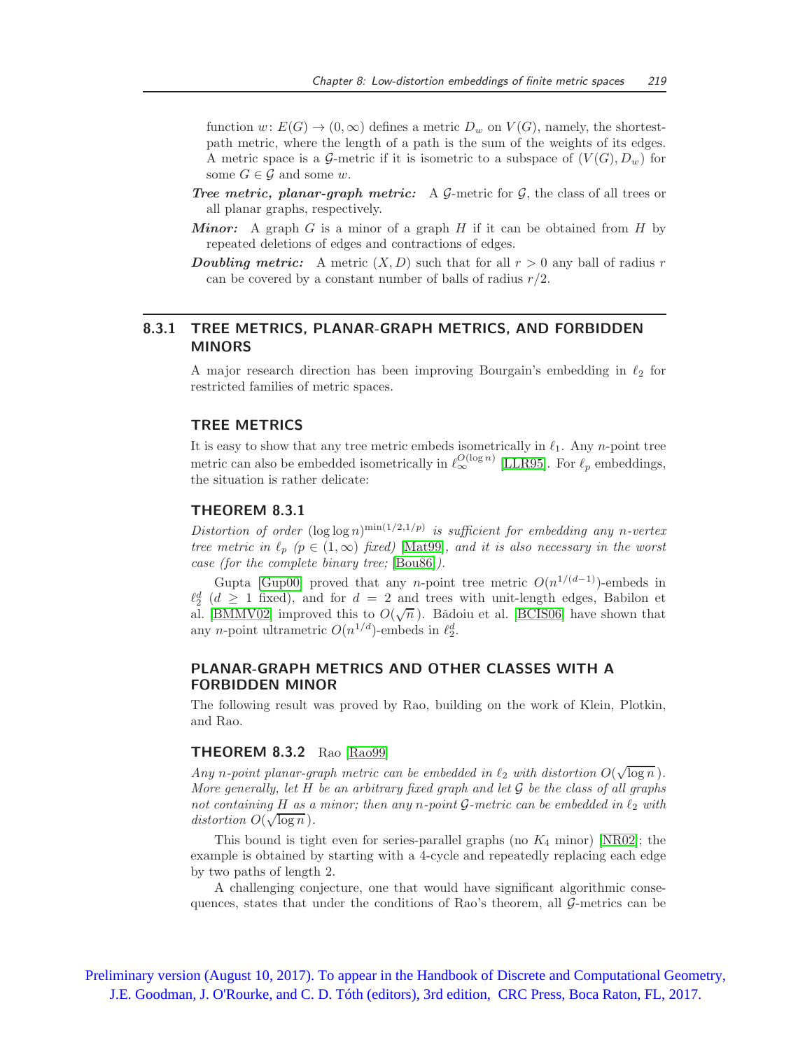function $w: E(G) \to (0, \infty)$ defines a metric $D_w$ on $V(G)$, namely, the shortest-path metric, where the length of a path is the sum of the weights of its edges. A metric space is a $\mathcal{G}$-metric if it is isometric to a subspace of $(V(G), D_w)$ for some $G \in \mathcal{G}$ and some $w$.

***Tree metric, planar-graph metric:*** A $\mathcal{G}$-metric for $\mathcal{G}$, the class of all trees or all planar graphs, respectively.

***Minor:*** A graph $G$ is a minor of a graph $H$ if it can be obtained from $H$ by repeated deletions of edges and contractions of edges.

***Doubling metric:*** A metric $(X, D)$ such that for all $r > 0$ any ball of radius $r$ can be covered by a constant number of balls of radius $r/2$.

## 8.3.1 TREE METRICS, PLANAR-GRAPH METRICS, AND FORBIDDEN MINORS

A major research direction has been improving Bourgain's embedding in $\ell_2$ for restricted families of metric spaces.

### TREE METRICS

It is easy to show that any tree metric embeds isometrically in $\ell_1$. Any $n$-point tree metric can also be embedded isometrically in $\ell_\infty^{O(\log n)}$ [LLR95]. For $\ell_p$ embeddings, the situation is rather delicate:

### THEOREM 8.3.1

*Distortion of order* $(\log \log n)^{\min(1/2, 1/p)}$ *is sufficient for embedding any $n$-vertex tree metric in $\ell_p$ ($p \in (1, \infty)$ fixed) [Mat99], and it is also necessary in the worst case (for the complete binary tree; [Bou86]).*

Gupta [Gup00] proved that any $n$-point tree metric $O(n^{1/(d-1)})$-embeds in $\ell_2^d$ ($d \geq 1$ fixed), and for $d = 2$ and trees with unit-length edges, Babilon et al. [BMMV02] improved this to $O(\sqrt{n})$. Bădoiu et al. [BCIS06] have shown that any $n$-point ultrametric $O(n^{1/d})$-embeds in $\ell_2^d$.

### PLANAR-GRAPH METRICS AND OTHER CLASSES WITH A FORBIDDEN MINOR

The following result was proved by Rao, building on the work of Klein, Plotkin, and Rao.

### THEOREM 8.3.2 Rao [Rao99]

*Any $n$-point planar-graph metric can be embedded in $\ell_2$ with distortion $O(\sqrt{\log n})$. More generally, let $H$ be an arbitrary fixed graph and let $\mathcal{G}$ be the class of all graphs not containing $H$ as a minor; then any $n$-point $\mathcal{G}$-metric can be embedded in $\ell_2$ with distortion $O(\sqrt{\log n})$.*

This bound is tight even for series-parallel graphs (no $K_4$ minor) [NR02]; the example is obtained by starting with a 4-cycle and repeatedly replacing each edge by two paths of length 2.

A challenging conjecture, one that would have significant algorithmic consequences, states that under the conditions of Rao's theorem, all $\mathcal{G}$-metrics can be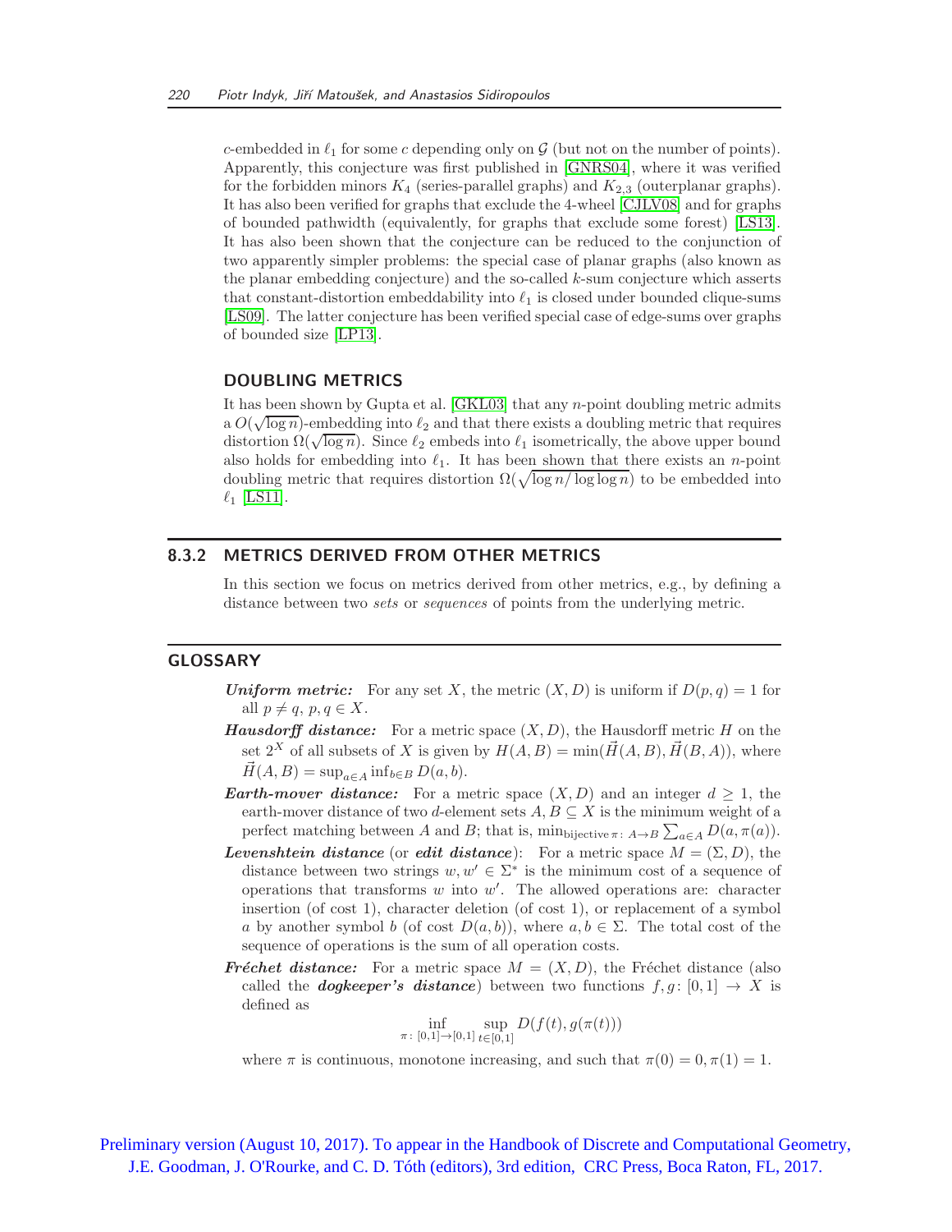$c$-embedded in $\ell_1$ for some $c$ depending only on $\mathcal{G}$ (but not on the number of points). Apparently, this conjecture was first published in [GNRS04], where it was verified for the forbidden minors $K_4$ (series-parallel graphs) and $K_{2,3}$ (outerplanar graphs). It has also been verified for graphs that exclude the 4-wheel [CJLV08] and for graphs of bounded pathwidth (equivalently, for graphs that exclude some forest) [LS13]. It has also been shown that the conjecture can be reduced to the conjunction of two apparently simpler problems: the special case of planar graphs (also known as the planar embedding conjecture) and the so-called $k$-sum conjecture which asserts that constant-distortion embeddability into $\ell_1$ is closed under bounded clique-sums [LS09]. The latter conjecture has been verified special case of edge-sums over graphs of bounded size [LP13].

### DOUBLING METRICS

It has been shown by Gupta et al. [GKL03] that any $n$-point doubling metric admits a $O(\sqrt{\log n})$-embedding into $\ell_2$ and that there exists a doubling metric that requires distortion $\Omega(\sqrt{\log n})$. Since $\ell_2$ embeds into $\ell_1$ isometrically, the above upper bound also holds for embedding into $\ell_1$. It has been shown that there exists an $n$-point doubling metric that requires distortion $\Omega(\sqrt{\log n/\log\log n})$ to be embedded into $\ell_1$ [LS11].

## 8.3.2 METRICS DERIVED FROM OTHER METRICS

In this section we focus on metrics derived from other metrics, e.g., by defining a distance between two *sets* or *sequences* of points from the underlying metric.

## GLOSSARY

***Uniform metric:*** For any set $X$, the metric $(X, D)$ is uniform if $D(p, q) = 1$ for all $p \neq q$, $p, q \in X$.

***Hausdorff distance:*** For a metric space $(X, D)$, the Hausdorff metric $H$ on the set $2^X$ of all subsets of $X$ is given by $H(A, B) = \min(\vec{H}(A, B), \vec{H}(B, A))$, where $\vec{H}(A, B) = \sup_{a\in A} \inf_{b\in B} D(a, b)$.

***Earth-mover distance:*** For a metric space $(X, D)$ and an integer $d \geq 1$, the earth-mover distance of two $d$-element sets $A, B \subseteq X$ is the minimum weight of a perfect matching between $A$ and $B$; that is, $\min_{\text{bijective}\,\pi\colon A\to B} \sum_{a\in A} D(a, \pi(a))$.

***Levenshtein distance*** (or ***edit distance***): For a metric space $M = (\Sigma, D)$, the distance between two strings $w, w' \in \Sigma^*$ is the minimum cost of a sequence of operations that transforms $w$ into $w'$. The allowed operations are: character insertion (of cost 1), character deletion (of cost 1), or replacement of a symbol $a$ by another symbol $b$ (of cost $D(a, b)$), where $a, b \in \Sigma$. The total cost of the sequence of operations is the sum of all operation costs.

***Fréchet distance:*** For a metric space $M = (X, D)$, the Fréchet distance (also called the ***dogkeeper's distance***) between two functions $f, g\colon [0, 1] \to X$ is defined as

$$\inf_{\pi\colon [0,1]\to[0,1]} \sup_{t\in[0,1]} D(f(t), g(\pi(t)))$$

where $\pi$ is continuous, monotone increasing, and such that $\pi(0) = 0, \pi(1) = 1$.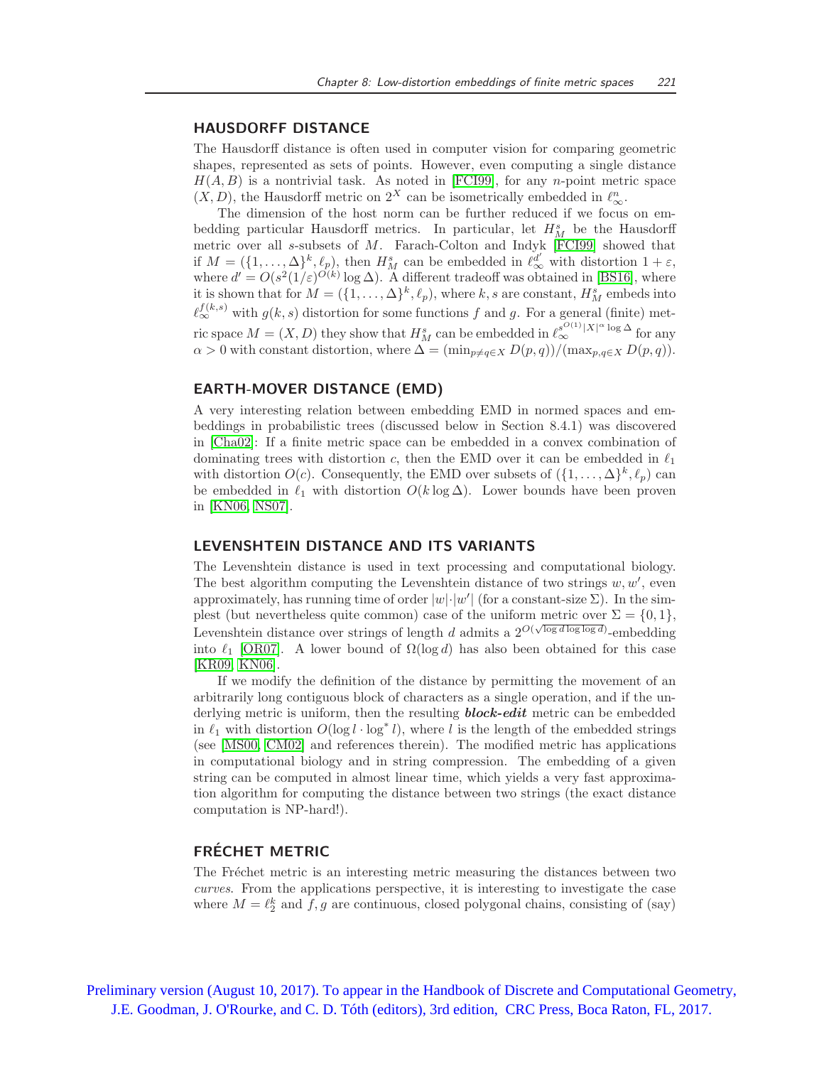### HAUSDORFF DISTANCE

The Hausdorff distance is often used in computer vision for comparing geometric shapes, represented as sets of points. However, even computing a single distance $H(A, B)$ is a nontrivial task. As noted in [FCI99], for any $n$-point metric space $(X, D)$, the Hausdorff metric on $2^X$ can be isometrically embedded in $\ell_\infty^n$.

The dimension of the host norm can be further reduced if we focus on embedding particular Hausdorff metrics. In particular, let $H_M^s$ be the Hausdorff metric over all $s$-subsets of $M$. Farach-Colton and Indyk [FCI99] showed that if $M = (\{1, \ldots, \Delta\}^k, \ell_p)$, then $H_M^s$ can be embedded in $\ell_\infty^{d'}$ with distortion $1 + \varepsilon$, where $d' = O(s^2(1/\varepsilon)^{O(k)} \log \Delta)$. A different tradeoff was obtained in [BS16], where it is shown that for $M = (\{1, \ldots, \Delta\}^k, \ell_p)$, where $k, s$ are constant, $H_M^s$ embeds into $\ell_\infty^{f(k,s)}$ with $g(k, s)$ distortion for some functions $f$ and $g$. For a general (finite) metric space $M = (X, D)$ they show that $H_M^s$ can be embedded in $\ell_\infty^{s^{O(1)}|X|^\alpha \log \Delta}$ for any $\alpha > 0$ with constant distortion, where $\Delta = (\min_{p \neq q \in X} D(p, q))/(\max_{p,q \in X} D(p, q))$.

### EARTH-MOVER DISTANCE (EMD)

A very interesting relation between embedding EMD in normed spaces and embeddings in probabilistic trees (discussed below in Section 8.4.1) was discovered in [Cha02]: If a finite metric space can be embedded in a convex combination of dominating trees with distortion $c$, then the EMD over it can be embedded in $\ell_1$ with distortion $O(c)$. Consequently, the EMD over subsets of $(\{1, \ldots, \Delta\}^k, \ell_p)$ can be embedded in $\ell_1$ with distortion $O(k \log \Delta)$. Lower bounds have been proven in [KN06, NS07].

### LEVENSHTEIN DISTANCE AND ITS VARIANTS

The Levenshtein distance is used in text processing and computational biology. The best algorithm computing the Levenshtein distance of two strings $w, w'$, even approximately, has running time of order $|w| \cdot |w'|$ (for a constant-size $\Sigma$). In the simplest (but nevertheless quite common) case of the uniform metric over $\Sigma = \{0, 1\}$, Levenshtein distance over strings of length $d$ admits a $2^{O(\sqrt{\log d \log \log d})}$-embedding into $\ell_1$ [OR07]. A lower bound of $\Omega(\log d)$ has also been obtained for this case [KR09, KN06].

If we modify the definition of the distance by permitting the movement of an arbitrarily long contiguous block of characters as a single operation, and if the underlying metric is uniform, then the resulting ***block-edit*** metric can be embedded in $\ell_1$ with distortion $O(\log l \cdot \log^* l)$, where $l$ is the length of the embedded strings (see [MS00, CM02] and references therein). The modified metric has applications in computational biology and in string compression. The embedding of a given string can be computed in almost linear time, which yields a very fast approximation algorithm for computing the distance between two strings (the exact distance computation is NP-hard!).

### FRÉCHET METRIC

The Fréchet metric is an interesting metric measuring the distances between two *curves*. From the applications perspective, it is interesting to investigate the case where $M = \ell_2^k$ and $f, g$ are continuous, closed polygonal chains, consisting of (say)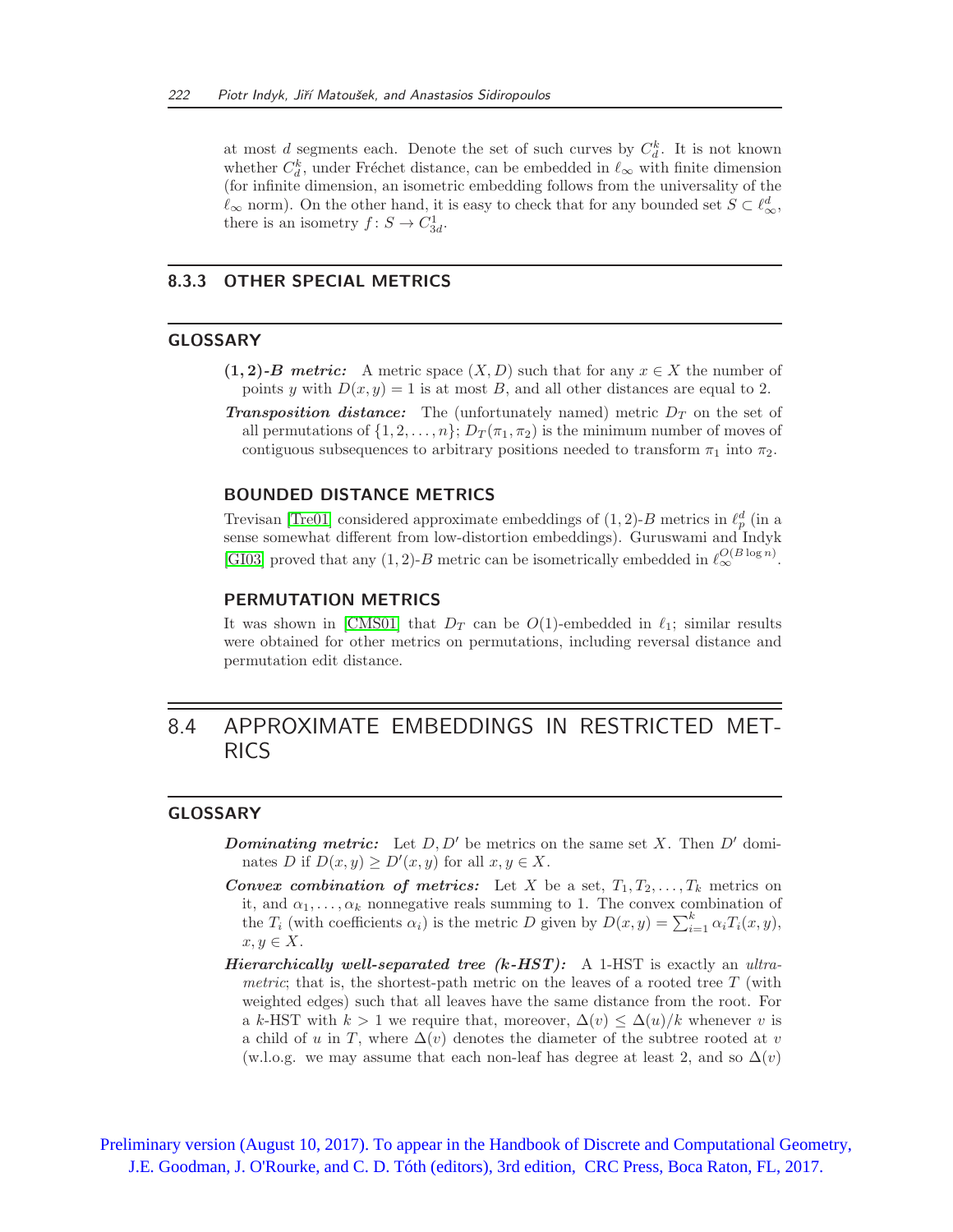at most $d$ segments each. Denote the set of such curves by $C_d^k$. It is not known whether $C_d^k$, under Fréchet distance, can be embedded in $\ell_\infty$ with finite dimension (for infinite dimension, an isometric embedding follows from the universality of the $\ell_\infty$ norm). On the other hand, it is easy to check that for any bounded set $S \subset \ell_\infty^d$, there is an isometry $f \colon S \to C_{3d}^1$.

### 8.3.3 OTHER SPECIAL METRICS

#### GLOSSARY

***(1, 2)-B metric:*** A metric space $(X, D)$ such that for any $x \in X$ the number of points $y$ with $D(x, y) = 1$ is at most $B$, and all other distances are equal to 2.

***Transposition distance:*** The (unfortunately named) metric $D_T$ on the set of all permutations of $\{1, 2, \ldots, n\}$; $D_T(\pi_1, \pi_2)$ is the minimum number of moves of contiguous subsequences to arbitrary positions needed to transform $\pi_1$ into $\pi_2$.

#### BOUNDED DISTANCE METRICS

Trevisan [Tre01] considered approximate embeddings of $(1, 2)$-$B$ metrics in $\ell_p^d$ (in a sense somewhat different from low-distortion embeddings). Guruswami and Indyk [GI03] proved that any $(1, 2)$-$B$ metric can be isometrically embedded in $\ell_\infty^{O(B \log n)}$.

#### PERMUTATION METRICS

It was shown in [CMS01] that $D_T$ can be $O(1)$-embedded in $\ell_1$; similar results were obtained for other metrics on permutations, including reversal distance and permutation edit distance.

## 8.4 APPROXIMATE EMBEDDINGS IN RESTRICTED METRICS

#### GLOSSARY

***Dominating metric:*** Let $D, D'$ be metrics on the same set $X$. Then $D'$ dominates $D$ if $D(x, y) \geq D'(x, y)$ for all $x, y \in X$.

***Convex combination of metrics:*** Let $X$ be a set, $T_1, T_2, \ldots, T_k$ metrics on it, and $\alpha_1, \ldots, \alpha_k$ nonnegative reals summing to 1. The convex combination of the $T_i$ (with coefficients $\alpha_i$) is the metric $D$ given by $D(x, y) = \sum_{i=1}^{k} \alpha_i T_i(x, y)$, $x, y \in X$.

***Hierarchically well-separated tree (k-HST):*** A 1-HST is exactly an *ultrametric*; that is, the shortest-path metric on the leaves of a rooted tree $T$ (with weighted edges) such that all leaves have the same distance from the root. For a $k$-HST with $k > 1$ we require that, moreover, $\Delta(v) \leq \Delta(u)/k$ whenever $v$ is a child of $u$ in $T$, where $\Delta(v)$ denotes the diameter of the subtree rooted at $v$ (w.l.o.g. we may assume that each non-leaf has degree at least 2, and so $\Delta(v)$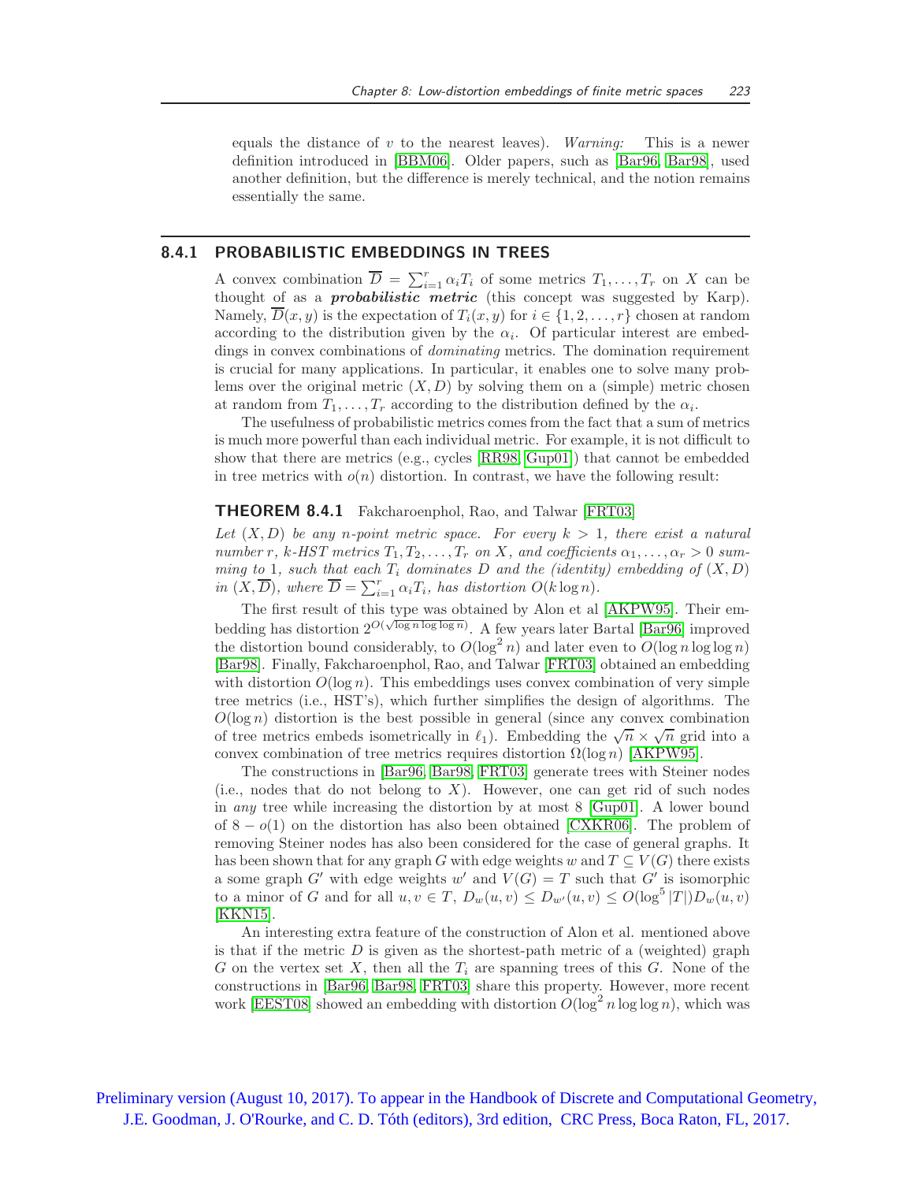equals the distance of $v$ to the nearest leaves). *Warning:* This is a newer definition introduced in [BBM06]. Older papers, such as [Bar96, Bar98], used another definition, but the difference is merely technical, and the notion remains essentially the same.

### 8.4.1 PROBABILISTIC EMBEDDINGS IN TREES

A convex combination $\overline{D} = \sum_{i=1}^{r} \alpha_i T_i$ of some metrics $T_1, \ldots, T_r$ on $X$ can be thought of as a ***probabilistic metric*** (this concept was suggested by Karp). Namely, $\overline{D}(x, y)$ is the expectation of $T_i(x, y)$ for $i \in \{1, 2, \ldots, r\}$ chosen at random according to the distribution given by the $\alpha_i$. Of particular interest are embeddings in convex combinations of *dominating* metrics. The domination requirement is crucial for many applications. In particular, it enables one to solve many problems over the original metric $(X, D)$ by solving them on a (simple) metric chosen at random from $T_1, \ldots, T_r$ according to the distribution defined by the $\alpha_i$.

The usefulness of probabilistic metrics comes from the fact that a sum of metrics is much more powerful than each individual metric. For example, it is not difficult to show that there are metrics (e.g., cycles [RR98, Gup01]) that cannot be embedded in tree metrics with $o(n)$ distortion. In contrast, we have the following result:

**THEOREM 8.4.1** Fakcharoenphol, Rao, and Talwar [FRT03]

*Let $(X, D)$ be any $n$-point metric space. For every $k > 1$, there exist a natural number $r$, $k$-HST metrics $T_1, T_2, \ldots, T_r$ on $X$, and coefficients $\alpha_1, \ldots, \alpha_r > 0$ summing to 1, such that each $T_i$ dominates $D$ and the (identity) embedding of $(X, D)$ in $(X, \overline{D})$, where $\overline{D} = \sum_{i=1}^{r} \alpha_i T_i$, has distortion $O(k \log n)$.*

The first result of this type was obtained by Alon et al [AKPW95]. Their embedding has distortion $2^{O(\sqrt{\log n \log \log n})}$. A few years later Bartal [Bar96] improved the distortion bound considerably, to $O(\log^2 n)$ and later even to $O(\log n \log \log n)$ [Bar98]. Finally, Fakcharoenphol, Rao, and Talwar [FRT03] obtained an embedding with distortion $O(\log n)$. This embeddings uses convex combination of very simple tree metrics (i.e., HST's), which further simplifies the design of algorithms. The $O(\log n)$ distortion is the best possible in general (since any convex combination of tree metrics embeds isometrically in $\ell_1$). Embedding the $\sqrt{n} \times \sqrt{n}$ grid into a convex combination of tree metrics requires distortion $\Omega(\log n)$ [AKPW95].

The constructions in [Bar96, Bar98, FRT03] generate trees with Steiner nodes (i.e., nodes that do not belong to $X$). However, one can get rid of such nodes in *any* tree while increasing the distortion by at most 8 [Gup01]. A lower bound of $8 - o(1)$ on the distortion has also been obtained [CXKR06]. The problem of removing Steiner nodes has also been considered for the case of general graphs. It has been shown that for any graph $G$ with edge weights $w$ and $T \subseteq V(G)$ there exists a some graph $G'$ with edge weights $w'$ and $V(G) = T$ such that $G'$ is isomorphic to a minor of $G$ and for all $u, v \in T$, $D_w(u, v) \leq D_{w'}(u, v) \leq O(\log^5 |T|) D_w(u, v)$ [KKN15].

An interesting extra feature of the construction of Alon et al. mentioned above is that if the metric $D$ is given as the shortest-path metric of a (weighted) graph $G$ on the vertex set $X$, then all the $T_i$ are spanning trees of this $G$. None of the constructions in [Bar96, Bar98, FRT03] share this property. However, more recent work [EEST08] showed an embedding with distortion $O(\log^2 n \log \log n)$, which was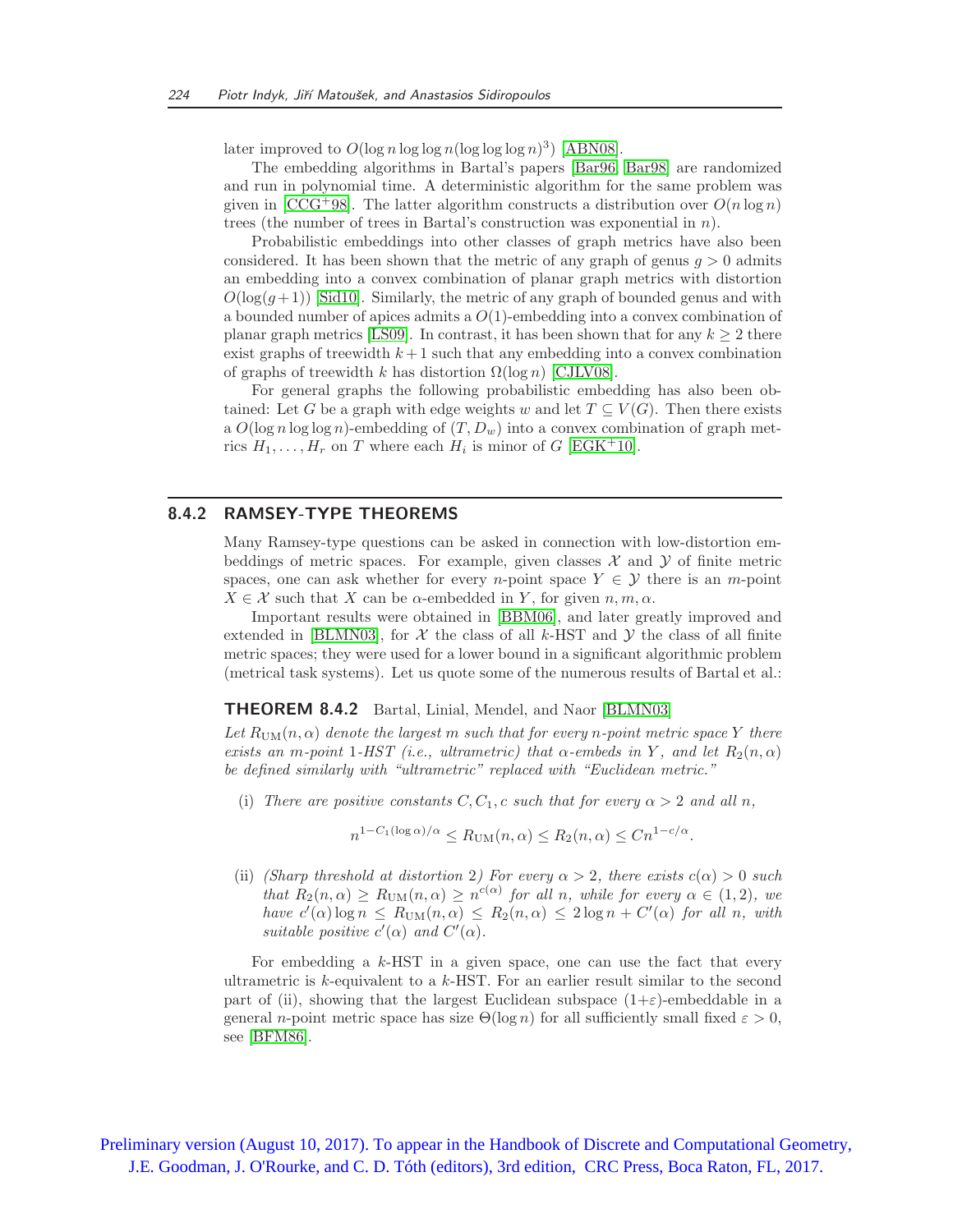later improved to $O(\log n \log\log n (\log\log\log n)^3)$ [ABN08].

The embedding algorithms in Bartal's papers [Bar96, Bar98] are randomized and run in polynomial time. A deterministic algorithm for the same problem was given in [CCG+98]. The latter algorithm constructs a distribution over $O(n \log n)$ trees (the number of trees in Bartal's construction was exponential in $n$).

Probabilistic embeddings into other classes of graph metrics have also been considered. It has been shown that the metric of any graph of genus $g > 0$ admits an embedding into a convex combination of planar graph metrics with distortion $O(\log(g+1))$ [Sid10]. Similarly, the metric of any graph of bounded genus and with a bounded number of apices admits a $O(1)$-embedding into a convex combination of planar graph metrics [LS09]. In contrast, it has been shown that for any $k \geq 2$ there exist graphs of treewidth $k+1$ such that any embedding into a convex combination of graphs of treewidth $k$ has distortion $\Omega(\log n)$ [CJLV08].

For general graphs the following probabilistic embedding has also been obtained: Let $G$ be a graph with edge weights $w$ and let $T \subseteq V(G)$. Then there exists a $O(\log n \log\log n)$-embedding of $(T, D_w)$ into a convex combination of graph metrics $H_1, \ldots, H_r$ on $T$ where each $H_i$ is minor of $G$ [EGK+10].

## 8.4.2 RAMSEY-TYPE THEOREMS

Many Ramsey-type questions can be asked in connection with low-distortion embeddings of metric spaces. For example, given classes $\mathcal{X}$ and $\mathcal{Y}$ of finite metric spaces, one can ask whether for every $n$-point space $Y \in \mathcal{Y}$ there is an $m$-point $X \in \mathcal{X}$ such that $X$ can be $\alpha$-embedded in $Y$, for given $n, m, \alpha$.

Important results were obtained in [BBM06], and later greatly improved and extended in [BLMN03], for $\mathcal{X}$ the class of all $k$-HST and $\mathcal{Y}$ the class of all finite metric spaces; they were used for a lower bound in a significant algorithmic problem (metrical task systems). Let us quote some of the numerous results of Bartal et al.:

**THEOREM 8.4.2** Bartal, Linial, Mendel, and Naor [BLMN03]

*Let $R_{\mathrm{UM}}(n, \alpha)$ denote the largest $m$ such that for every $n$-point metric space $Y$ there exists an $m$-point 1-HST (i.e., ultrametric) that $\alpha$-embeds in $Y$, and let $R_2(n, \alpha)$ be defined similarly with "ultrametric" replaced with "Euclidean metric."*

(i) *There are positive constants $C, C_1, c$ such that for every $\alpha > 2$ and all $n$,*

$$n^{1 - C_1 (\log \alpha)/\alpha} \leq R_{\mathrm{UM}}(n, \alpha) \leq R_2(n, \alpha) \leq C n^{1 - c/\alpha}.$$

(ii) *(Sharp threshold at distortion 2) For every $\alpha > 2$, there exists $c(\alpha) > 0$ such that $R_2(n, \alpha) \geq R_{\mathrm{UM}}(n, \alpha) \geq n^{c(\alpha)}$ for all $n$, while for every $\alpha \in (1, 2)$, we have $c'(\alpha) \log n \leq R_{\mathrm{UM}}(n, \alpha) \leq R_2(n, \alpha) \leq 2 \log n + C'(\alpha)$ for all $n$, with suitable positive $c'(\alpha)$ and $C'(\alpha)$.*

For embedding a $k$-HST in a given space, one can use the fact that every ultrametric is $k$-equivalent to a $k$-HST. For an earlier result similar to the second part of (ii), showing that the largest Euclidean subspace $(1+\varepsilon)$-embeddable in a general $n$-point metric space has size $\Theta(\log n)$ for all sufficiently small fixed $\varepsilon > 0$, see [BFM86].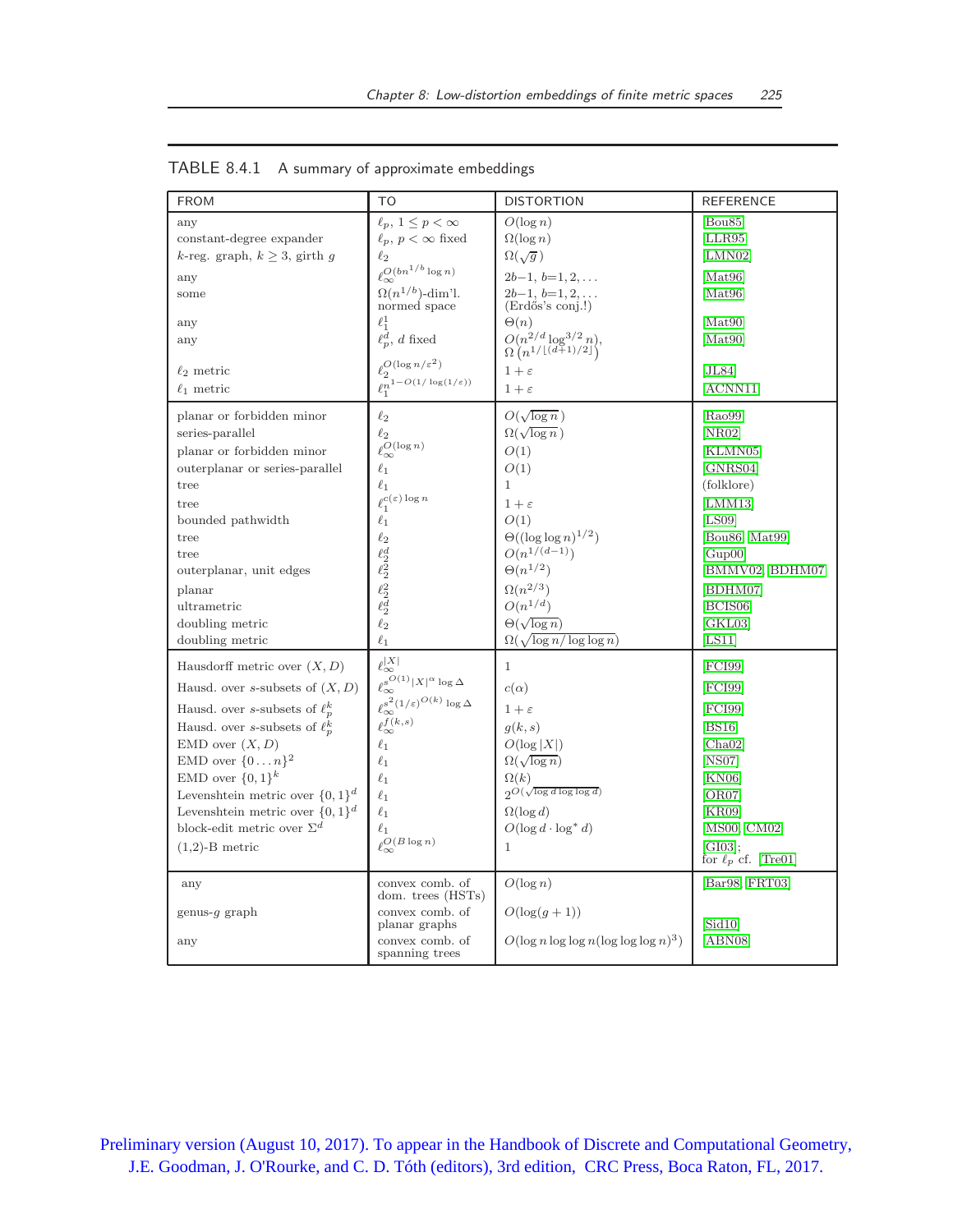TABLE 8.4.1 A summary of approximate embeddings

| FROM | TO | DISTORTION | REFERENCE |
|---|---|---|---|
| any | $\ell_p$, $1 \le p < \infty$ | $O(\log n)$ | [Bou85] |
| constant-degree expander | $\ell_p$, $p < \infty$ fixed | $\Omega(\log n)$ | [LLR95] |
| $k$-reg. graph, $k \ge 3$, girth $g$ | $\ell_2$ | $\Omega(\sqrt{g})$ | [LMN02] |
| any | $\ell_\infty^{O(bn^{1/b} \log n)}$ | $2b-1$, $b=1,2,\ldots$ | [Mat96] |
| some | $\Omega(n^{1/b})$-dim'l. normed space | $2b-1$, $b=1,2,\ldots$ (Erdős's conj.!) | [Mat96] |
| any | $\ell_1^1$ | $\Theta(n)$ | [Mat90] |
| any | $\ell_p^d$, $d$ fixed | $O(n^{2/d} \log^{3/2} n)$, $\Omega\left(n^{1/\lfloor(d+1)/2\rfloor}\right)$ | [Mat90] |
| $\ell_2$ metric | $\ell_2^{O(\log n/\varepsilon^2)}$ | $1+\varepsilon$ | [JL84] |
| $\ell_1$ metric | $\ell_1^{n^{1-O(1/\log(1/\varepsilon))}}$ | $1+\varepsilon$ | [ACNN11] |
| planar or forbidden minor | $\ell_2$ | $O(\sqrt{\log n})$ | [Rao99] |
| series-parallel | $\ell_2$ | $\Omega(\sqrt{\log n})$ | [NR02] |
| planar or forbidden minor | $\ell_\infty^{O(\log n)}$ | $O(1)$ | [KLMN05] |
| outerplanar or series-parallel | $\ell_1$ | $O(1)$ | [GNRS04] |
| tree | $\ell_1$ | $1$ | (folklore) |
| tree | $\ell_1^{c(\varepsilon)\log n}$ | $1+\varepsilon$ | [LMM13] |
| bounded pathwidth | $\ell_1$ | $O(1)$ | [LS09] |
| tree | $\ell_2$ | $\Theta((\log\log n)^{1/2})$ | [Bou86, Mat99] |
| tree | $\ell_2^d$ | $O(n^{1/(d-1)})$ | [Gup00] |
| outerplanar, unit edges | $\ell_2^2$ | $\Theta(n^{1/2})$ | [BMMV02, BDHM07] |
| planar | $\ell_2^2$ | $\Omega(n^{2/3})$ | [BDHM07] |
| ultrametric | $\ell_2^d$ | $O(n^{1/d})$ | [BCIS06] |
| doubling metric | $\ell_2$ | $\Theta(\sqrt{\log n})$ | [GKL03] |
| doubling metric | $\ell_1$ | $\Omega(\sqrt{\log n/\log\log n})$ | [LS11] |
| Hausdorff metric over $(X,D)$ | $\ell_\infty^{\lvert X\rvert}$ | $1$ | [FCI99] |
| Hausd. over $s$-subsets of $(X,D)$ | $\ell_\infty^{s^{O(1)}\lvert X\rvert^\alpha \log\Delta}$ | $c(\alpha)$ | [FCI99] |
| Hausd. over $s$-subsets of $\ell_p^k$ | $\ell_\infty^{s^2(1/\varepsilon)^{O(k)}\log\Delta}$ | $1+\varepsilon$ | [FCI99] |
| Hausd. over $s$-subsets of $\ell_p^k$ | $\ell_\infty^{f(k,s)}$ | $g(k,s)$ | [BS16] |
| EMD over $(X,D)$ | $\ell_1$ | $O(\log\lvert X\rvert)$ | [Cha02] |
| EMD over $\{0\ldots n\}^2$ | $\ell_1$ | $\Omega(\sqrt{\log n})$ | [NS07] |
| EMD over $\{0,1\}^k$ | $\ell_1$ | $\Omega(k)$ | [KN06] |
| Levenshtein metric over $\{0,1\}^d$ | $\ell_1$ | $2^{O(\sqrt{\log d \log\log d})}$ | [OR07] |
| Levenshtein metric over $\{0,1\}^d$ | $\ell_1$ | $\Omega(\log d)$ | [KR09] |
| block-edit metric over $\Sigma^d$ | $\ell_1$ | $O(\log d \cdot \log^* d)$ | [MS00, CM02] |
| (1,2)-B metric | $\ell_\infty^{O(B\log n)}$ | $1$ | [GI03]; for $\ell_p$ cf. [Tre01] |
| any | convex comb. of dom. trees (HSTs) | $O(\log n)$ | [Bar98, FRT03] |
| genus-$g$ graph | convex comb. of planar graphs | $O(\log(g+1))$ | [Sid10] |
| any | convex comb. of spanning trees | $O(\log n \log\log n(\log\log\log n)^3)$ | [ABN08] |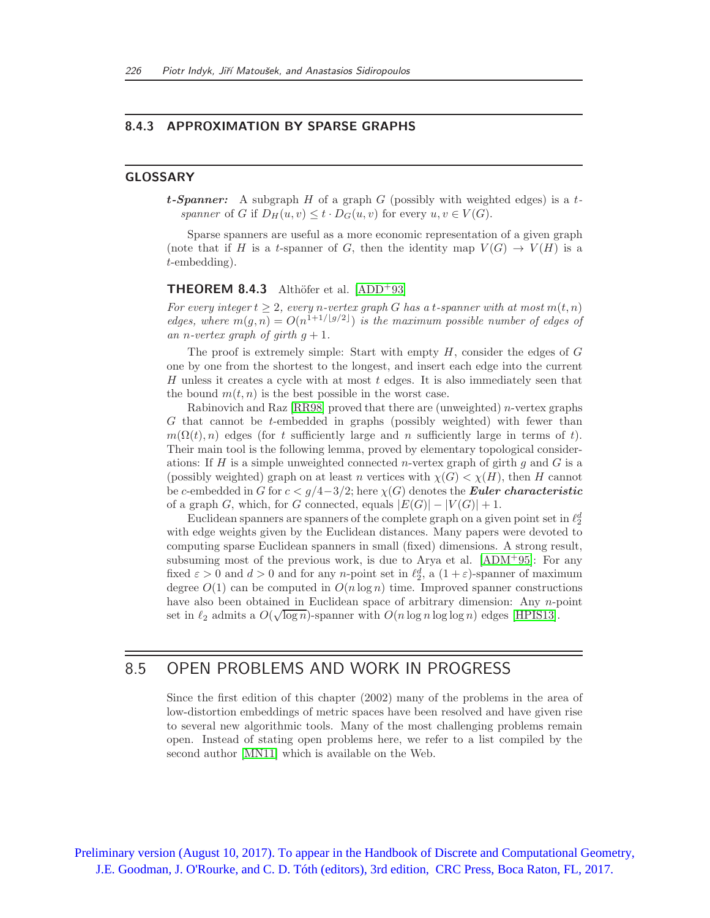### 8.4.3 APPROXIMATION BY SPARSE GRAPHS

#### GLOSSARY

***t*-Spanner:** A subgraph $H$ of a graph $G$ (possibly with weighted edges) is a $t$-*spanner* of $G$ if $D_H(u,v) \le t \cdot D_G(u,v)$ for every $u, v \in V(G)$.

Sparse spanners are useful as a more economic representation of a given graph (note that if $H$ is a $t$-spanner of $G$, then the identity map $V(G) \to V(H)$ is a $t$-embedding).

**THEOREM 8.4.3** Althöfer et al. [ADD+93]

*For every integer $t \ge 2$, every $n$-vertex graph $G$ has a $t$-spanner with at most $m(t,n)$ edges, where $m(g,n) = O(n^{1+1/\lfloor g/2 \rfloor})$ is the maximum possible number of edges of an $n$-vertex graph of girth $g+1$.*

The proof is extremely simple: Start with empty $H$, consider the edges of $G$ one by one from the shortest to the longest, and insert each edge into the current $H$ unless it creates a cycle with at most $t$ edges. It is also immediately seen that the bound $m(t,n)$ is the best possible in the worst case.

Rabinovich and Raz [RR98] proved that there are (unweighted) $n$-vertex graphs $G$ that cannot be $t$-embedded in graphs (possibly weighted) with fewer than $m(\Omega(t), n)$ edges (for $t$ sufficiently large and $n$ sufficiently large in terms of $t$). Their main tool is the following lemma, proved by elementary topological considerations: If $H$ is a simple unweighted connected $n$-vertex graph of girth $g$ and $G$ is a (possibly weighted) graph on at least $n$ vertices with $\chi(G) < \chi(H)$, then $H$ cannot be $c$-embedded in $G$ for $c < g/4 - 3/2$; here $\chi(G)$ denotes the ***Euler characteristic*** of a graph $G$, which, for $G$ connected, equals $|E(G)| - |V(G)| + 1$.

Euclidean spanners are spanners of the complete graph on a given point set in $\ell_2^d$ with edge weights given by the Euclidean distances. Many papers were devoted to computing sparse Euclidean spanners in small (fixed) dimensions. A strong result, subsuming most of the previous work, is due to Arya et al. [ADM+95]: For any fixed $\varepsilon > 0$ and $d > 0$ and for any $n$-point set in $\ell_2^d$, a $(1+\varepsilon)$-spanner of maximum degree $O(1)$ can be computed in $O(n \log n)$ time. Improved spanner constructions have also been obtained in Euclidean space of arbitrary dimension: Any $n$-point set in $\ell_2$ admits a $O(\sqrt{\log n})$-spanner with $O(n \log n \log \log n)$ edges [HPIS13].

## 8.5 OPEN PROBLEMS AND WORK IN PROGRESS

Since the first edition of this chapter (2002) many of the problems in the area of low-distortion embeddings of metric spaces have been resolved and have given rise to several new algorithmic tools. Many of the most challenging problems remain open. Instead of stating open problems here, we refer to a list compiled by the second author [MN11] which is available on the Web.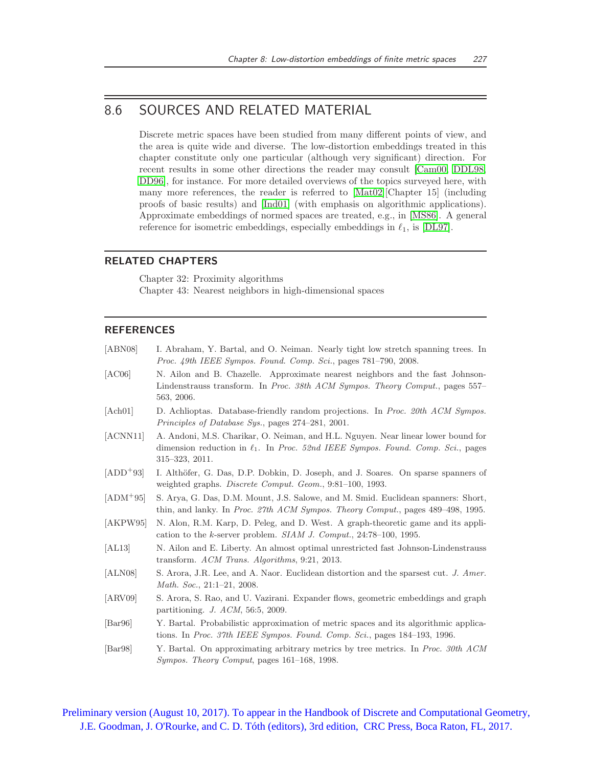## 8.6 SOURCES AND RELATED MATERIAL

Discrete metric spaces have been studied from many different points of view, and the area is quite wide and diverse. The low-distortion embeddings treated in this chapter constitute only one particular (although very significant) direction. For recent results in some other directions the reader may consult [Cam00, DDL98, DD96], for instance. For more detailed overviews of the topics surveyed here, with many more references, the reader is referred to [Mat02][Chapter 15] (including proofs of basic results) and [Ind01] (with emphasis on algorithmic applications). Approximate embeddings of normed spaces are treated, e.g., in [MS86]. A general reference for isometric embeddings, especially embeddings in $\ell_1$, is [DL97].

### RELATED CHAPTERS

Chapter 32: Proximity algorithms
Chapter 43: Nearest neighbors in high-dimensional spaces

### REFERENCES

[ABN08] I. Abraham, Y. Bartal, and O. Neiman. Nearly tight low stretch spanning trees. In *Proc. 49th IEEE Sympos. Found. Comp. Sci.*, pages 781–790, 2008.

[AC06] N. Ailon and B. Chazelle. Approximate nearest neighbors and the fast Johnson-Lindenstrauss transform. In *Proc. 38th ACM Sympos. Theory Comput.*, pages 557–563, 2006.

[Ach01] D. Achlioptas. Database-friendly random projections. In *Proc. 20th ACM Sympos. Principles of Database Sys.*, pages 274–281, 2001.

[ACNN11] A. Andoni, M.S. Charikar, O. Neiman, and H.L. Nguyen. Near linear lower bound for dimension reduction in $\ell_1$. In *Proc. 52nd IEEE Sympos. Found. Comp. Sci.*, pages 315–323, 2011.

[ADD+93] I. Althöfer, G. Das, D.P. Dobkin, D. Joseph, and J. Soares. On sparse spanners of weighted graphs. *Discrete Comput. Geom.*, 9:81–100, 1993.

[ADM+95] S. Arya, G. Das, D.M. Mount, J.S. Salowe, and M. Smid. Euclidean spanners: Short, thin, and lanky. In *Proc. 27th ACM Sympos. Theory Comput.*, pages 489–498, 1995.

[AKPW95] N. Alon, R.M. Karp, D. Peleg, and D. West. A graph-theoretic game and its application to the $k$-server problem. *SIAM J. Comput.*, 24:78–100, 1995.

[AL13] N. Ailon and E. Liberty. An almost optimal unrestricted fast Johnson-Lindenstrauss transform. *ACM Trans. Algorithms*, 9:21, 2013.

[ALN08] S. Arora, J.R. Lee, and A. Naor. Euclidean distortion and the sparsest cut. *J. Amer. Math. Soc.*, 21:1–21, 2008.

[ARV09] S. Arora, S. Rao, and U. Vazirani. Expander flows, geometric embeddings and graph partitioning. *J. ACM*, 56:5, 2009.

[Bar96] Y. Bartal. Probabilistic approximation of metric spaces and its algorithmic applications. In *Proc. 37th IEEE Sympos. Found. Comp. Sci.*, pages 184–193, 1996.

[Bar98] Y. Bartal. On approximating arbitrary metrics by tree metrics. In *Proc. 30th ACM Sympos. Theory Comput*, pages 161–168, 1998.

Preliminary version (August 10, 2017). To appear in the Handbook of Discrete and Computational Geometry, J.E. Goodman, J. O'Rourke, and C. D. Tóth (editors), 3rd edition, CRC Press, Boca Raton, FL, 2017.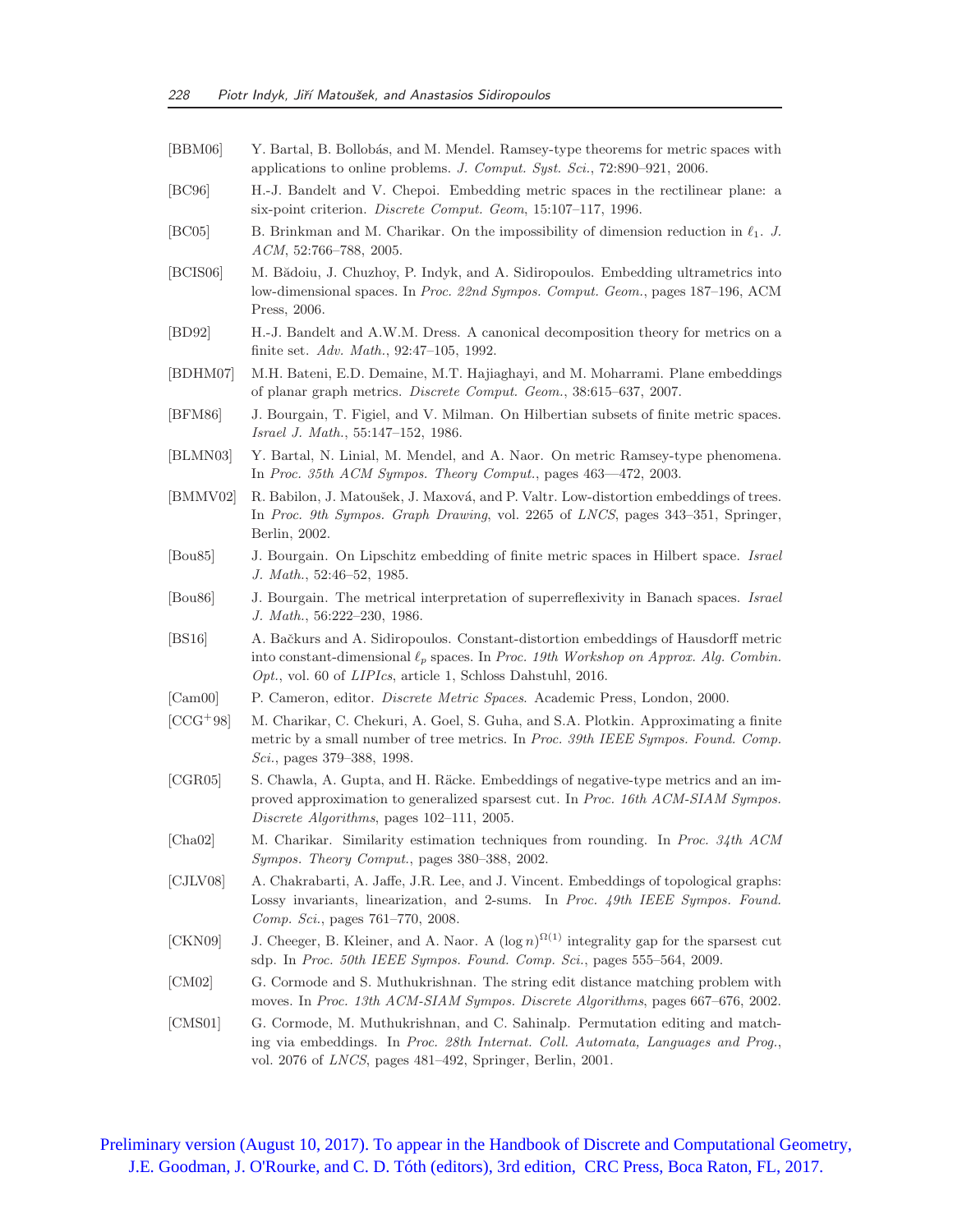[BBM06] Y. Bartal, B. Bollobás, and M. Mendel. Ramsey-type theorems for metric spaces with applications to online problems. *J. Comput. Syst. Sci.*, 72:890–921, 2006.

[BC96] H.-J. Bandelt and V. Chepoi. Embedding metric spaces in the rectilinear plane: a six-point criterion. *Discrete Comput. Geom*, 15:107–117, 1996.

[BC05] B. Brinkman and M. Charikar. On the impossibility of dimension reduction in $\ell_1$. *J. ACM*, 52:766–788, 2005.

[BCIS06] M. Bădoiu, J. Chuzhoy, P. Indyk, and A. Sidiropoulos. Embedding ultrametrics into low-dimensional spaces. In *Proc. 22nd Sympos. Comput. Geom.*, pages 187–196, ACM Press, 2006.

[BD92] H.-J. Bandelt and A.W.M. Dress. A canonical decomposition theory for metrics on a finite set. *Adv. Math.*, 92:47–105, 1992.

[BDHM07] M.H. Bateni, E.D. Demaine, M.T. Hajiaghayi, and M. Moharrami. Plane embeddings of planar graph metrics. *Discrete Comput. Geom.*, 38:615–637, 2007.

[BFM86] J. Bourgain, T. Figiel, and V. Milman. On Hilbertian subsets of finite metric spaces. *Israel J. Math.*, 55:147–152, 1986.

[BLMN03] Y. Bartal, N. Linial, M. Mendel, and A. Naor. On metric Ramsey-type phenomena. In *Proc. 35th ACM Sympos. Theory Comput.*, pages 463—472, 2003.

[BMMV02] R. Babilon, J. Matoušek, J. Maxová, and P. Valtr. Low-distortion embeddings of trees. In *Proc. 9th Sympos. Graph Drawing*, vol. 2265 of *LNCS*, pages 343–351, Springer, Berlin, 2002.

[Bou85] J. Bourgain. On Lipschitz embedding of finite metric spaces in Hilbert space. *Israel J. Math.*, 52:46–52, 1985.

[Bou86] J. Bourgain. The metrical interpretation of superreflexivity in Banach spaces. *Israel J. Math.*, 56:222–230, 1986.

[BS16] A. Bačkurs and A. Sidiropoulos. Constant-distortion embeddings of Hausdorff metric into constant-dimensional $\ell_p$ spaces. In *Proc. 19th Workshop on Approx. Alg. Combin. Opt.*, vol. 60 of *LIPIcs*, article 1, Schloss Dahstuhl, 2016.

[Cam00] P. Cameron, editor. *Discrete Metric Spaces*. Academic Press, London, 2000.

[CCG+98] M. Charikar, C. Chekuri, A. Goel, S. Guha, and S.A. Plotkin. Approximating a finite metric by a small number of tree metrics. In *Proc. 39th IEEE Sympos. Found. Comp. Sci.*, pages 379–388, 1998.

[CGR05] S. Chawla, A. Gupta, and H. Räcke. Embeddings of negative-type metrics and an improved approximation to generalized sparsest cut. In *Proc. 16th ACM-SIAM Sympos. Discrete Algorithms*, pages 102–111, 2005.

[Cha02] M. Charikar. Similarity estimation techniques from rounding. In *Proc. 34th ACM Sympos. Theory Comput.*, pages 380–388, 2002.

[CJLV08] A. Chakrabarti, A. Jaffe, J.R. Lee, and J. Vincent. Embeddings of topological graphs: Lossy invariants, linearization, and 2-sums. In *Proc. 49th IEEE Sympos. Found. Comp. Sci.*, pages 761–770, 2008.

[CKN09] J. Cheeger, B. Kleiner, and A. Naor. A $(\log n)^{\Omega(1)}$ integrality gap for the sparsest cut sdp. In *Proc. 50th IEEE Sympos. Found. Comp. Sci.*, pages 555–564, 2009.

[CM02] G. Cormode and S. Muthukrishnan. The string edit distance matching problem with moves. In *Proc. 13th ACM-SIAM Sympos. Discrete Algorithms*, pages 667–676, 2002.

[CMS01] G. Cormode, M. Muthukrishnan, and C. Sahinalp. Permutation editing and matching via embeddings. In *Proc. 28th Internat. Coll. Automata, Languages and Prog.*, vol. 2076 of *LNCS*, pages 481–492, Springer, Berlin, 2001.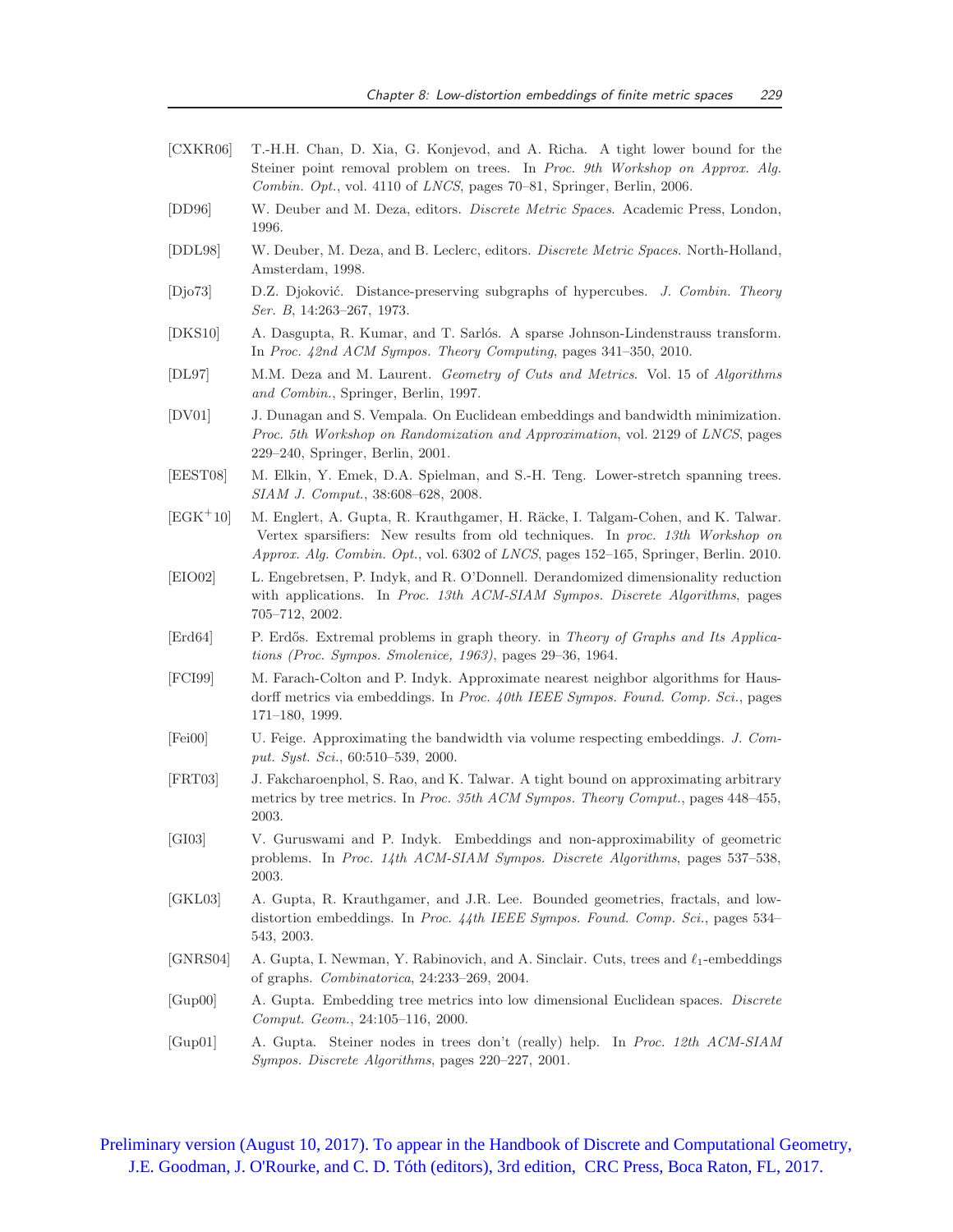[CXKR06] T.-H.H. Chan, D. Xia, G. Konjevod, and A. Richa. A tight lower bound for the Steiner point removal problem on trees. In *Proc. 9th Workshop on Approx. Alg. Combin. Opt.*, vol. 4110 of *LNCS*, pages 70–81, Springer, Berlin, 2006.

[DD96] W. Deuber and M. Deza, editors. *Discrete Metric Spaces*. Academic Press, London, 1996.

[DDL98] W. Deuber, M. Deza, and B. Leclerc, editors. *Discrete Metric Spaces*. North-Holland, Amsterdam, 1998.

[Djo73] D.Z. Djoković. Distance-preserving subgraphs of hypercubes. *J. Combin. Theory Ser. B*, 14:263–267, 1973.

[DKS10] A. Dasgupta, R. Kumar, and T. Sarlós. A sparse Johnson-Lindenstrauss transform. In *Proc. 42nd ACM Sympos. Theory Computing*, pages 341–350, 2010.

[DL97] M.M. Deza and M. Laurent. *Geometry of Cuts and Metrics*. Vol. 15 of *Algorithms and Combin.*, Springer, Berlin, 1997.

[DV01] J. Dunagan and S. Vempala. On Euclidean embeddings and bandwidth minimization. *Proc. 5th Workshop on Randomization and Approximation*, vol. 2129 of *LNCS*, pages 229–240, Springer, Berlin, 2001.

[EEST08] M. Elkin, Y. Emek, D.A. Spielman, and S.-H. Teng. Lower-stretch spanning trees. *SIAM J. Comput.*, 38:608–628, 2008.

[EGK+10] M. Englert, A. Gupta, R. Krauthgamer, H. Räcke, I. Talgam-Cohen, and K. Talwar. Vertex sparsifiers: New results from old techniques. In *proc. 13th Workshop on Approx. Alg. Combin. Opt.*, vol. 6302 of *LNCS*, pages 152–165, Springer, Berlin. 2010.

[EIO02] L. Engebretsen, P. Indyk, and R. O'Donnell. Derandomized dimensionality reduction with applications. In *Proc. 13th ACM-SIAM Sympos. Discrete Algorithms*, pages 705–712, 2002.

[Erd64] P. Erdős. Extremal problems in graph theory. in *Theory of Graphs and Its Applications (Proc. Sympos. Smolenice, 1963)*, pages 29–36, 1964.

[FCI99] M. Farach-Colton and P. Indyk. Approximate nearest neighbor algorithms for Hausdorff metrics via embeddings. In *Proc. 40th IEEE Sympos. Found. Comp. Sci.*, pages 171–180, 1999.

[Fei00] U. Feige. Approximating the bandwidth via volume respecting embeddings. *J. Comput. Syst. Sci.*, 60:510–539, 2000.

[FRT03] J. Fakcharoenphol, S. Rao, and K. Talwar. A tight bound on approximating arbitrary metrics by tree metrics. In *Proc. 35th ACM Sympos. Theory Comput.*, pages 448–455, 2003.

[GI03] V. Guruswami and P. Indyk. Embeddings and non-approximability of geometric problems. In *Proc. 14th ACM-SIAM Sympos. Discrete Algorithms*, pages 537–538, 2003.

[GKL03] A. Gupta, R. Krauthgamer, and J.R. Lee. Bounded geometries, fractals, and low-distortion embeddings. In *Proc. 44th IEEE Sympos. Found. Comp. Sci.*, pages 534–543, 2003.

[GNRS04] A. Gupta, I. Newman, Y. Rabinovich, and A. Sinclair. Cuts, trees and $\ell_1$-embeddings of graphs. *Combinatorica*, 24:233–269, 2004.

[Gup00] A. Gupta. Embedding tree metrics into low dimensional Euclidean spaces. *Discrete Comput. Geom.*, 24:105–116, 2000.

[Gup01] A. Gupta. Steiner nodes in trees don't (really) help. In *Proc. 12th ACM-SIAM Sympos. Discrete Algorithms*, pages 220–227, 2001.

Preliminary version (August 10, 2017). To appear in the Handbook of Discrete and Computational Geometry, J.E. Goodman, J. O'Rourke, and C. D. Tóth (editors), 3rd edition, CRC Press, Boca Raton, FL, 2017.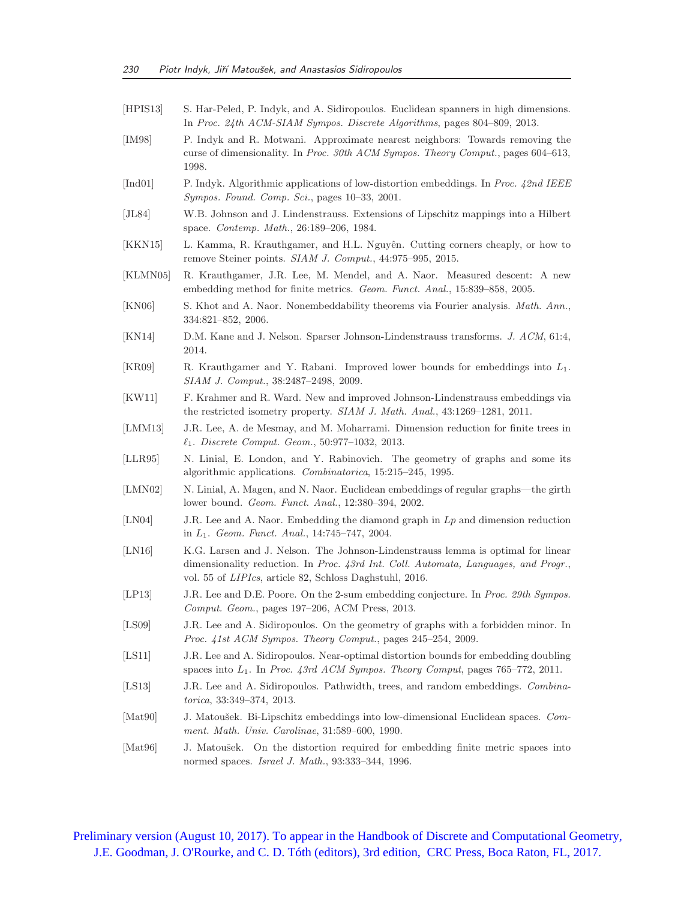[HPIS13] S. Har-Peled, P. Indyk, and A. Sidiropoulos. Euclidean spanners in high dimensions. In *Proc. 24th ACM-SIAM Sympos. Discrete Algorithms*, pages 804–809, 2013.

[IM98] P. Indyk and R. Motwani. Approximate nearest neighbors: Towards removing the curse of dimensionality. In *Proc. 30th ACM Sympos. Theory Comput.*, pages 604–613, 1998.

[Ind01] P. Indyk. Algorithmic applications of low-distortion embeddings. In *Proc. 42nd IEEE Sympos. Found. Comp. Sci.*, pages 10–33, 2001.

[JL84] W.B. Johnson and J. Lindenstrauss. Extensions of Lipschitz mappings into a Hilbert space. *Contemp. Math.*, 26:189–206, 1984.

[KKN15] L. Kamma, R. Krauthgamer, and H.L. Nguyên. Cutting corners cheaply, or how to remove Steiner points. *SIAM J. Comput.*, 44:975–995, 2015.

[KLMN05] R. Krauthgamer, J.R. Lee, M. Mendel, and A. Naor. Measured descent: A new embedding method for finite metrics. *Geom. Funct. Anal.*, 15:839–858, 2005.

[KN06] S. Khot and A. Naor. Nonembeddability theorems via Fourier analysis. *Math. Ann.*, 334:821–852, 2006.

[KN14] D.M. Kane and J. Nelson. Sparser Johnson-Lindenstrauss transforms. *J. ACM*, 61:4, 2014.

[KR09] R. Krauthgamer and Y. Rabani. Improved lower bounds for embeddings into $L_1$. *SIAM J. Comput.*, 38:2487–2498, 2009.

[KW11] F. Krahmer and R. Ward. New and improved Johnson-Lindenstrauss embeddings via the restricted isometry property. *SIAM J. Math. Anal.*, 43:1269–1281, 2011.

[LMM13] J.R. Lee, A. de Mesmay, and M. Moharrami. Dimension reduction for finite trees in $\ell_1$. *Discrete Comput. Geom.*, 50:977–1032, 2013.

[LLR95] N. Linial, E. London, and Y. Rabinovich. The geometry of graphs and some its algorithmic applications. *Combinatorica*, 15:215–245, 1995.

[LMN02] N. Linial, A. Magen, and N. Naor. Euclidean embeddings of regular graphs—the girth lower bound. *Geom. Funct. Anal.*, 12:380–394, 2002.

[LN04] J.R. Lee and A. Naor. Embedding the diamond graph in *Lp* and dimension reduction in $L_1$. *Geom. Funct. Anal.*, 14:745–747, 2004.

[LN16] K.G. Larsen and J. Nelson. The Johnson-Lindenstrauss lemma is optimal for linear dimensionality reduction. In *Proc. 43rd Int. Coll. Automata, Languages, and Progr.*, vol. 55 of *LIPIcs*, article 82, Schloss Daghstuhl, 2016.

[LP13] J.R. Lee and D.E. Poore. On the 2-sum embedding conjecture. In *Proc. 29th Sympos. Comput. Geom.*, pages 197–206, ACM Press, 2013.

[LS09] J.R. Lee and A. Sidiropoulos. On the geometry of graphs with a forbidden minor. In *Proc. 41st ACM Sympos. Theory Comput.*, pages 245–254, 2009.

[LS11] J.R. Lee and A. Sidiropoulos. Near-optimal distortion bounds for embedding doubling spaces into $L_1$. In *Proc. 43rd ACM Sympos. Theory Comput*, pages 765–772, 2011.

[LS13] J.R. Lee and A. Sidiropoulos. Pathwidth, trees, and random embeddings. *Combinatorica*, 33:349–374, 2013.

[Mat90] J. Matoušek. Bi-Lipschitz embeddings into low-dimensional Euclidean spaces. *Comment. Math. Univ. Carolinae*, 31:589–600, 1990.

[Mat96] J. Matoušek. On the distortion required for embedding finite metric spaces into normed spaces. *Israel J. Math.*, 93:333–344, 1996.

Preliminary version (August 10, 2017). To appear in the Handbook of Discrete and Computational Geometry, J.E. Goodman, J. O'Rourke, and C. D. Tóth (editors), 3rd edition, CRC Press, Boca Raton, FL, 2017.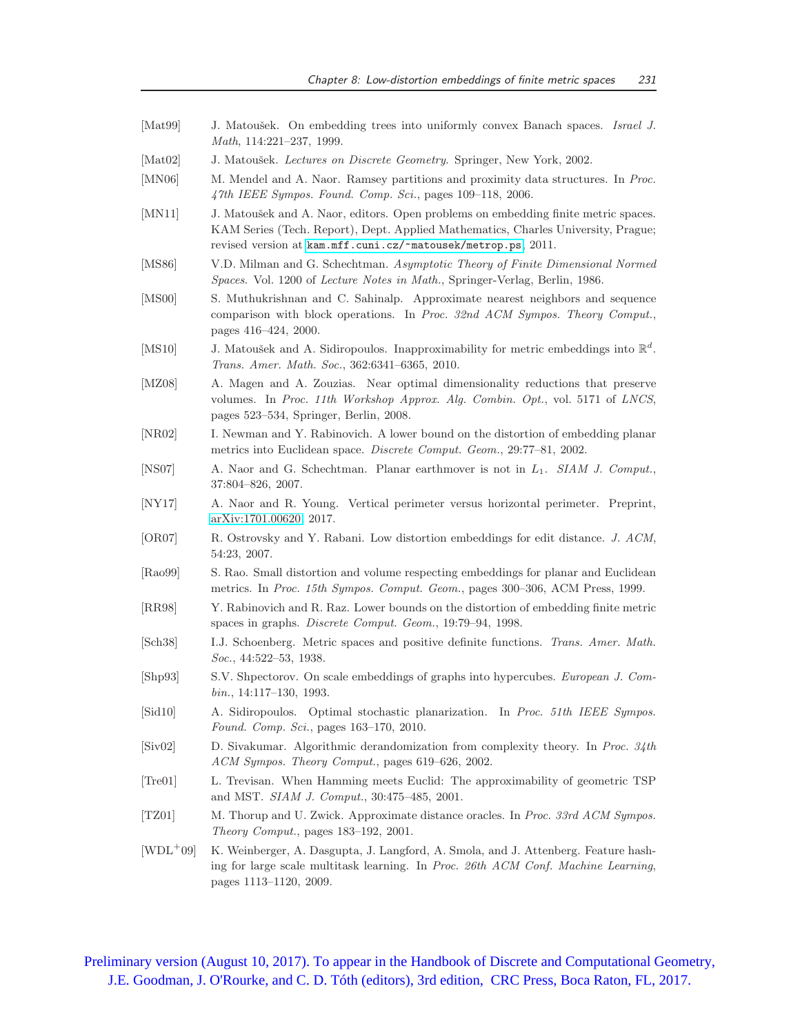[Mat99] J. Matoušek. On embedding trees into uniformly convex Banach spaces. *Israel J. Math*, 114:221–237, 1999.

[Mat02] J. Matoušek. *Lectures on Discrete Geometry*. Springer, New York, 2002.

[MN06] M. Mendel and A. Naor. Ramsey partitions and proximity data structures. In *Proc. 47th IEEE Sympos. Found. Comp. Sci.*, pages 109–118, 2006.

[MN11] J. Matoušek and A. Naor, editors. Open problems on embedding finite metric spaces. KAM Series (Tech. Report), Dept. Applied Mathematics, Charles University, Prague; revised version at kam.mff.cuni.cz/~matousek/metrop.ps, 2011.

[MS86] V.D. Milman and G. Schechtman. *Asymptotic Theory of Finite Dimensional Normed Spaces*. Vol. 1200 of *Lecture Notes in Math.*, Springer-Verlag, Berlin, 1986.

[MS00] S. Muthukrishnan and C. Sahinalp. Approximate nearest neighbors and sequence comparison with block operations. In *Proc. 32nd ACM Sympos. Theory Comput.*, pages 416–424, 2000.

[MS10] J. Matoušek and A. Sidiropoulos. Inapproximability for metric embeddings into $\mathbb{R}^d$. *Trans. Amer. Math. Soc.*, 362:6341–6365, 2010.

[MZ08] A. Magen and A. Zouzias. Near optimal dimensionality reductions that preserve volumes. In *Proc. 11th Workshop Approx. Alg. Combin. Opt.*, vol. 5171 of *LNCS*, pages 523–534, Springer, Berlin, 2008.

[NR02] I. Newman and Y. Rabinovich. A lower bound on the distortion of embedding planar metrics into Euclidean space. *Discrete Comput. Geom.*, 29:77–81, 2002.

[NS07] A. Naor and G. Schechtman. Planar earthmover is not in $L_1$. *SIAM J. Comput.*, 37:804–826, 2007.

[NY17] A. Naor and R. Young. Vertical perimeter versus horizontal perimeter. Preprint, arXiv:1701.00620, 2017.

[OR07] R. Ostrovsky and Y. Rabani. Low distortion embeddings for edit distance. *J. ACM*, 54:23, 2007.

[Rao99] S. Rao. Small distortion and volume respecting embeddings for planar and Euclidean metrics. In *Proc. 15th Sympos. Comput. Geom.*, pages 300–306, ACM Press, 1999.

[RR98] Y. Rabinovich and R. Raz. Lower bounds on the distortion of embedding finite metric spaces in graphs. *Discrete Comput. Geom.*, 19:79–94, 1998.

[Sch38] I.J. Schoenberg. Metric spaces and positive definite functions. *Trans. Amer. Math. Soc.*, 44:522–53, 1938.

[Shp93] S.V. Shpectorov. On scale embeddings of graphs into hypercubes. *European J. Combin.*, 14:117–130, 1993.

[Sid10] A. Sidiropoulos. Optimal stochastic planarization. In *Proc. 51th IEEE Sympos. Found. Comp. Sci.*, pages 163–170, 2010.

[Siv02] D. Sivakumar. Algorithmic derandomization from complexity theory. In *Proc. 34th ACM Sympos. Theory Comput.*, pages 619–626, 2002.

[Tre01] L. Trevisan. When Hamming meets Euclid: The approximability of geometric TSP and MST. *SIAM J. Comput.*, 30:475–485, 2001.

[TZ01] M. Thorup and U. Zwick. Approximate distance oracles. In *Proc. 33rd ACM Sympos. Theory Comput.*, pages 183–192, 2001.

[WDL+09] K. Weinberger, A. Dasgupta, J. Langford, A. Smola, and J. Attenberg. Feature hashing for large scale multitask learning. In *Proc. 26th ACM Conf. Machine Learning*, pages 1113–1120, 2009.

Preliminary version (August 10, 2017). To appear in the Handbook of Discrete and Computational Geometry, J.E. Goodman, J. O'Rourke, and C. D. Tóth (editors), 3rd edition, CRC Press, Boca Raton, FL, 2017.